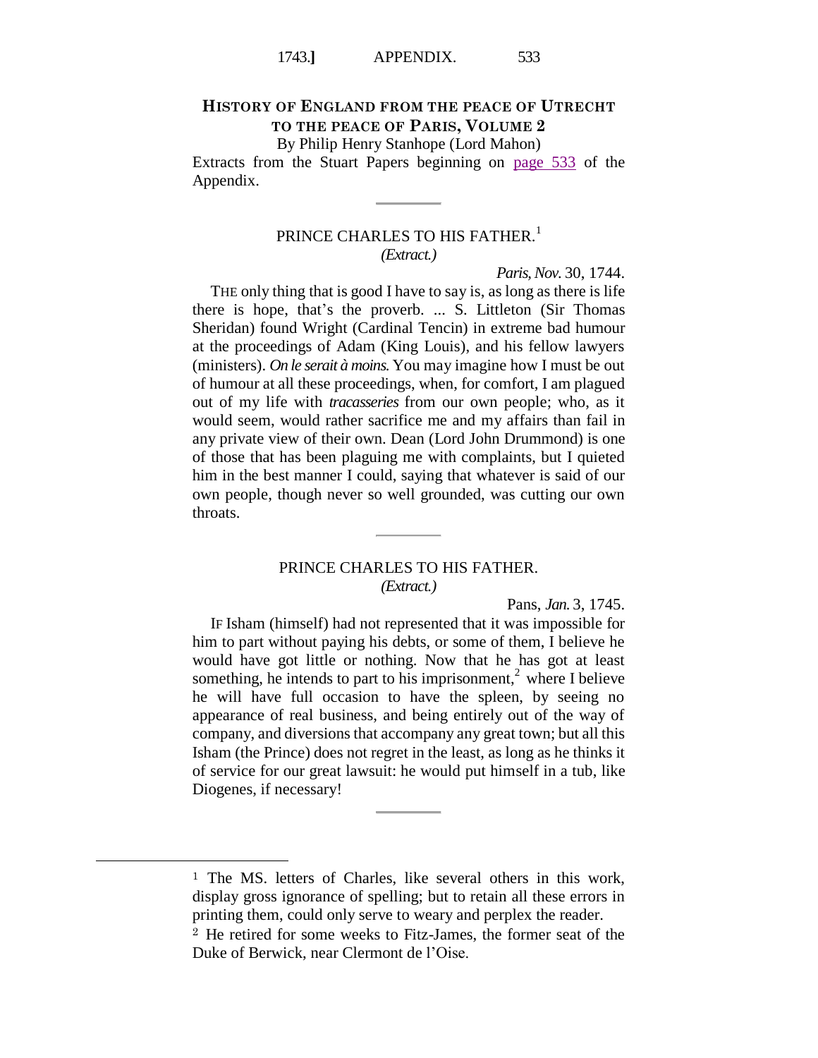## History of England from the Peace of Utrecht to the Peace of Paris, Volume 2

By Philip Henry Stanhope (Lord Mahon)

Extracts from the Stuart Papers beginning on page 533 of the Appendix.

---

### PRINCE CHARLES TO HIS FATHER.[1]

*(Extract.)*

*Paris, Nov.* 30, 1744.

THE only thing that is good I have to say is, as long as there is life there is hope, that's the proverb. ... S. Littleton (Sir Thomas Sheridan) found Wright (Cardinal Tencin) in extreme bad humour at the proceedings of Adam (King Louis), and his fellow lawyers (ministers). *On le serait à moins.* You may imagine how I must be out of humour at all these proceedings, when, for comfort, I am plagued out of my life with *tracasseries* from our own people; who, as it would seem, would rather sacrifice me and my affairs than fail in any private view of their own. Dean (Lord John Drummond) is one of those that has been plaguing me with complaints, but I quieted him in the best manner I could, saying that whatever is said of our own people, though never so well grounded, was cutting our own throats.

---

### PRINCE CHARLES TO HIS FATHER.

*(Extract.)*

Pans, *Jan.* 3, 1745.

IF Isham (himself) had not represented that it was impossible for him to part without paying his debts, or some of them, I believe he would have got little or nothing. Now that he has got at least something, he intends to part to his imprisonment,[2] where I believe he will have full occasion to have the spleen, by seeing no appearance of real business, and being entirely out of the way of company, and diversions that accompany any great town; but all this Isham (the Prince) does not regret in the least, as long as he thinks it of service for our great lawsuit: he would put himself in a tub, like Diogenes, if necessary!

---

[1] The MS. letters of Charles, like several others in this work, display gross ignorance of spelling; but to retain all these errors in printing them, could only serve to weary and perplex the reader.

[2] He retired for some weeks to Fitz-James, the former seat of the Duke of Berwick, near Clermont de l'Oise.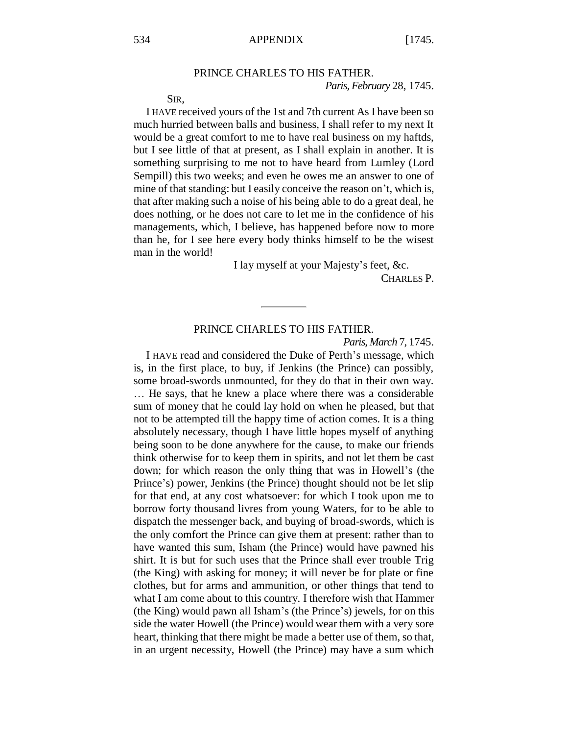## PRINCE CHARLES TO HIS FATHER.

*Paris, February* 28, 1745.

SIR,

I HAVE received yours of the 1st and 7th current As I have been so much hurried between balls and business, I shall refer to my next It would be a great comfort to me to have real business on my haftds, but I see little of that at present, as I shall explain in another. It is something surprising to me not to have heard from Lumley (Lord Sempill) this two weeks; and even he owes me an answer to one of mine of that standing: but I easily conceive the reason on't, which is, that after making such a noise of his being able to do a great deal, he does nothing, or he does not care to let me in the confidence of his managements, which, I believe, has happened before now to more than he, for I see here every body thinks himself to be the wisest man in the world!

I lay myself at your Majesty's feet, &c.

CHARLES P.

---

## PRINCE CHARLES TO HIS FATHER.

*Paris, March* 7, 1745.

I HAVE read and considered the Duke of Perth's message, which is, in the first place, to buy, if Jenkins (the Prince) can possibly, some broad-swords unmounted, for they do that in their own way. … He says, that he knew a place where there was a considerable sum of money that he could lay hold on when he pleased, but that not to be attempted till the happy time of action comes. It is a thing absolutely necessary, though I have little hopes myself of anything being soon to be done anywhere for the cause, to make our friends think otherwise for to keep them in spirits, and not let them be cast down; for which reason the only thing that was in Howell's (the Prince's) power, Jenkins (the Prince) thought should not be let slip for that end, at any cost whatsoever: for which I took upon me to borrow forty thousand livres from young Waters, for to be able to dispatch the messenger back, and buying of broad-swords, which is the only comfort the Prince can give them at present: rather than to have wanted this sum, Isham (the Prince) would have pawned his shirt. It is but for such uses that the Prince shall ever trouble Trig (the King) with asking for money; it will never be for plate or fine clothes, but for arms and ammunition, or other things that tend to what I am come about to this country. I therefore wish that Hammer (the King) would pawn all Isham's (the Prince's) jewels, for on this side the water Howell (the Prince) would wear them with a very sore heart, thinking that there might be made a better use of them, so that, in an urgent necessity, Howell (the Prince) may have a sum which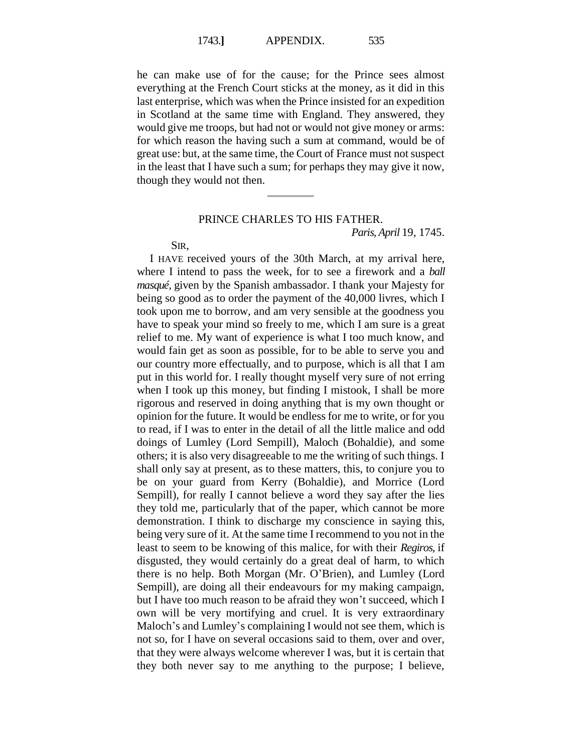he can make use of for the cause; for the Prince sees almost everything at the French Court sticks at the money, as it did in this last enterprise, which was when the Prince insisted for an expedition in Scotland at the same time with England. They answered, they would give me troops, but had not or would not give money or arms: for which reason the having such a sum at command, would be of great use: but, at the same time, the Court of France must not suspect in the least that I have such a sum; for perhaps they may give it now, though they would not then.

---

## PRINCE CHARLES TO HIS FATHER.

*Paris, April* 19, 1745.

SIR,

I HAVE received yours of the 30th March, at my arrival here, where I intend to pass the week, for to see a firework and a *ball masqué*, given by the Spanish ambassador. I thank your Majesty for being so good as to order the payment of the 40,000 livres, which I took upon me to borrow, and am very sensible at the goodness you have to speak your mind so freely to me, which I am sure is a great relief to me. My want of experience is what I too much know, and would fain get as soon as possible, for to be able to serve you and our country more effectually, and to purpose, which is all that I am put in this world for. I really thought myself very sure of not erring when I took up this money, but finding I mistook, I shall be more rigorous and reserved in doing anything that is my own thought or opinion for the future. It would be endless for me to write, or for you to read, if I was to enter in the detail of all the little malice and odd doings of Lumley (Lord Sempill), Maloch (Bohaldie), and some others; it is also very disagreeable to me the writing of such things. I shall only say at present, as to these matters, this, to conjure you to be on your guard from Kerry (Bohaldie), and Morrice (Lord Sempill), for really I cannot believe a word they say after the lies they told me, particularly that of the paper, which cannot be more demonstration. I think to discharge my conscience in saying this, being very sure of it. At the same time I recommend to you not in the least to seem to be knowing of this malice, for with their *Regiros*, if disgusted, they would certainly do a great deal of harm, to which there is no help. Both Morgan (Mr. O'Brien), and Lumley (Lord Sempill), are doing all their endeavours for my making campaign, but I have too much reason to be afraid they won't succeed, which I own will be very mortifying and cruel. It is very extraordinary Maloch's and Lumley's complaining I would not see them, which is not so, for I have on several occasions said to them, over and over, that they were always welcome wherever I was, but it is certain that they both never say to me anything to the purpose; I believe,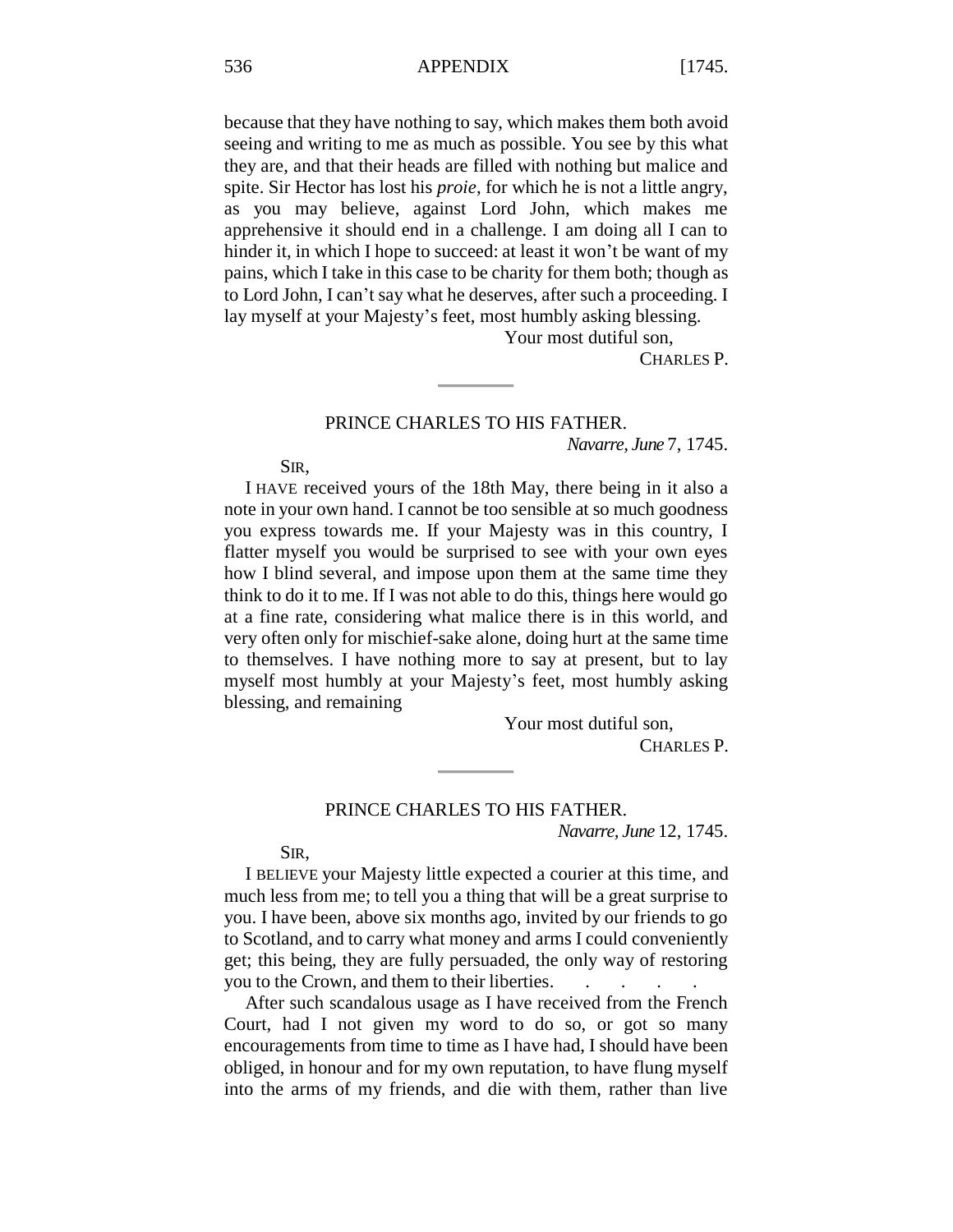because that they have nothing to say, which makes them both avoid seeing and writing to me as much as possible. You see by this what they are, and that their heads are filled with nothing but malice and spite. Sir Hector has lost his *proie*, for which he is not a little angry, as you may believe, against Lord John, which makes me apprehensive it should end in a challenge. I am doing all I can to hinder it, in which I hope to succeed: at least it won't be want of my pains, which I take in this case to be charity for them both; though as to Lord John, I can't say what he deserves, after such a proceeding. I lay myself at your Majesty's feet, most humbly asking blessing.

Your most dutiful son,

CHARLES P.

---

### PRINCE CHARLES TO HIS FATHER.

*Navarre, June* 7, 1745.

SIR,

I HAVE received yours of the 18th May, there being in it also a note in your own hand. I cannot be too sensible at so much goodness you express towards me. If your Majesty was in this country, I flatter myself you would be surprised to see with your own eyes how I blind several, and impose upon them at the same time they think to do it to me. If I was not able to do this, things here would go at a fine rate, considering what malice there is in this world, and very often only for mischief-sake alone, doing hurt at the same time to themselves. I have nothing more to say at present, but to lay myself most humbly at your Majesty's feet, most humbly asking blessing, and remaining

Your most dutiful son,

CHARLES P.

---

### PRINCE CHARLES TO HIS FATHER.

*Navarre, June* 12, 1745.

SIR,

I BELIEVE your Majesty little expected a courier at this time, and much less from me; to tell you a thing that will be a great surprise to you. I have been, above six months ago, invited by our friends to go to Scotland, and to carry what money and arms I could conveniently get; this being, they are fully persuaded, the only way of restoring you to the Crown, and them to their liberties. . . . .

After such scandalous usage as I have received from the French Court, had I not given my word to do so, or got so many encouragements from time to time as I have had, I should have been obliged, in honour and for my own reputation, to have flung myself into the arms of my friends, and die with them, rather than live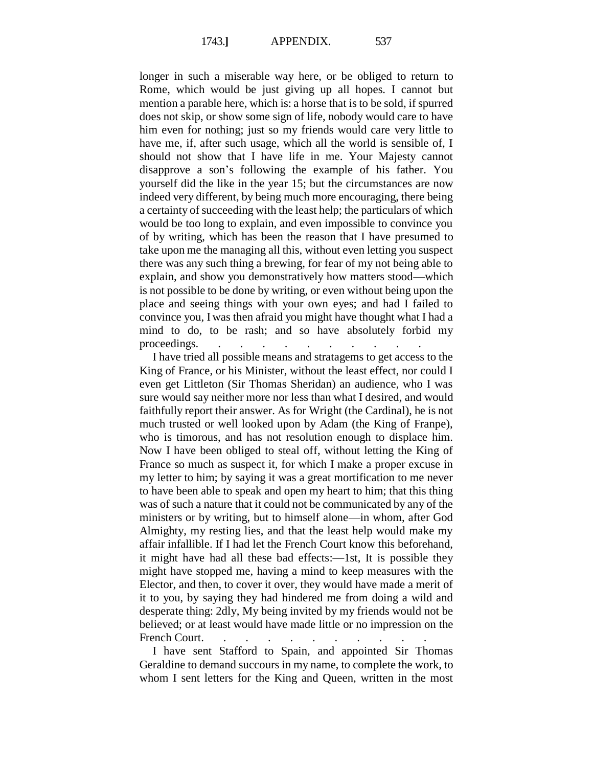longer in such a miserable way here, or be obliged to return to Rome, which would be just giving up all hopes. I cannot but mention a parable here, which is: a horse that is to be sold, if spurred does not skip, or show some sign of life, nobody would care to have him even for nothing; just so my friends would care very little to have me, if, after such usage, which all the world is sensible of, I should not show that I have life in me. Your Majesty cannot disapprove a son's following the example of his father. You yourself did the like in the year 15; but the circumstances are now indeed very different, by being much more encouraging, there being a certainty of succeeding with the least help; the particulars of which would be too long to explain, and even impossible to convince you of by writing, which has been the reason that I have presumed to take upon me the managing all this, without even letting you suspect there was any such thing a brewing, for fear of my not being able to explain, and show you demonstratively how matters stood—which is not possible to be done by writing, or even without being upon the place and seeing things with your own eyes; and had I failed to convince you, I was then afraid you might have thought what I had a mind to do, to be rash; and so have absolutely forbid my proceedings. . . . . . . . . . . .

I have tried all possible means and stratagems to get access to the King of France, or his Minister, without the least effect, nor could I even get Littleton (Sir Thomas Sheridan) an audience, who I was sure would say neither more nor less than what I desired, and would faithfully report their answer. As for Wright (the Cardinal), he is not much trusted or well looked upon by Adam (the King of Franpe), who is timorous, and has not resolution enough to displace him. Now I have been obliged to steal off, without letting the King of France so much as suspect it, for which I make a proper excuse in my letter to him; by saying it was a great mortification to me never to have been able to speak and open my heart to him; that this thing was of such a nature that it could not be communicated by any of the ministers or by writing, but to himself alone—in whom, after God Almighty, my resting lies, and that the least help would make my affair infallible. If I had let the French Court know this beforehand, it might have had all these bad effects:—1st, It is possible they might have stopped me, having a mind to keep measures with the Elector, and then, to cover it over, they would have made a merit of it to you, by saying they had hindered me from doing a wild and desperate thing: 2dly, My being invited by my friends would not be believed; or at least would have made little or no impression on the French Court. . . . . . . . . . . .

I have sent Stafford to Spain, and appointed Sir Thomas Geraldine to demand succours in my name, to complete the work, to whom I sent letters for the King and Queen, written in the most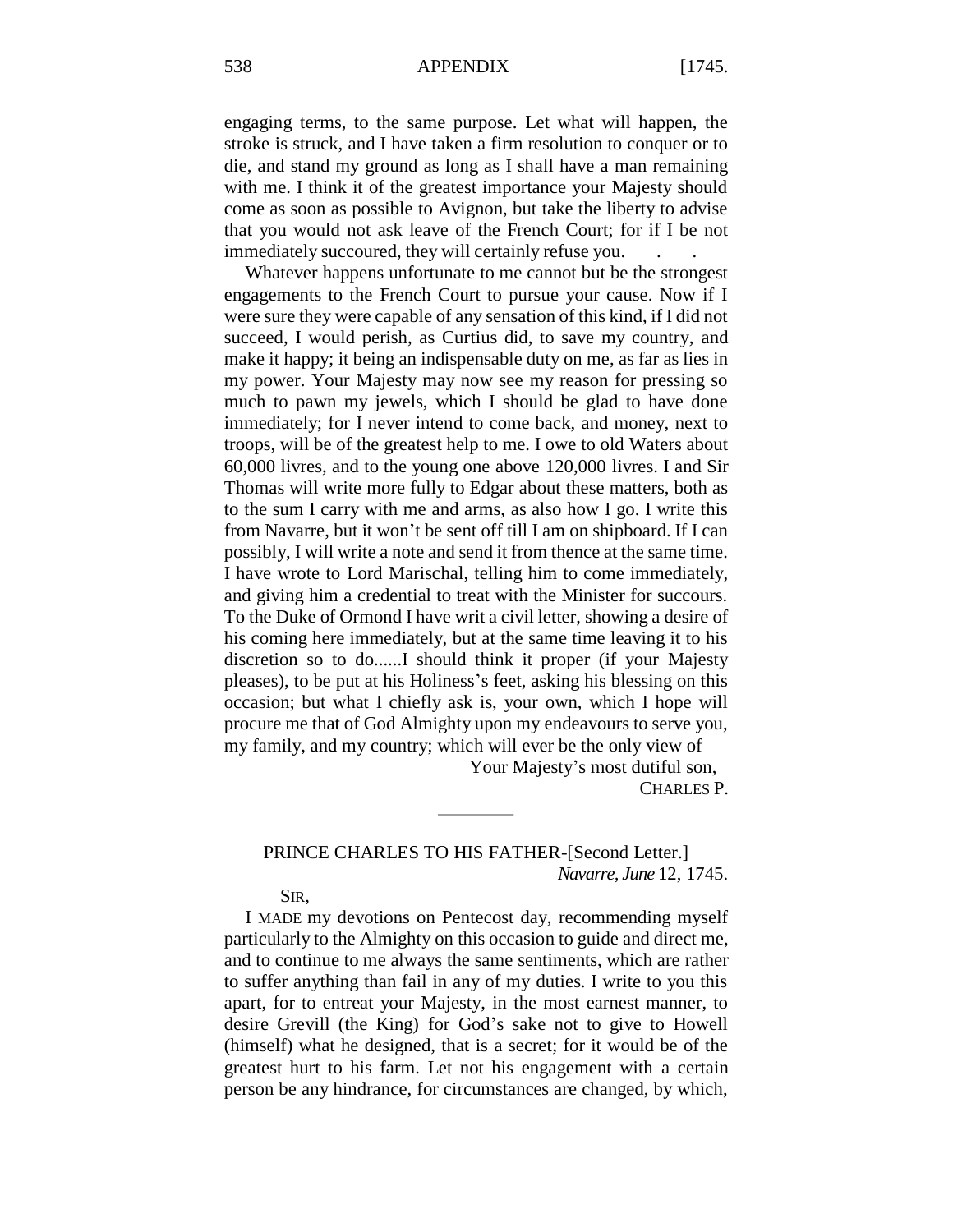engaging terms, to the same purpose. Let what will happen, the stroke is struck, and I have taken a firm resolution to conquer or to die, and stand my ground as long as I shall have a man remaining with me. I think it of the greatest importance your Majesty should come as soon as possible to Avignon, but take the liberty to advise that you would not ask leave of the French Court; for if I be not immediately succoured, they will certainly refuse you. . .

Whatever happens unfortunate to me cannot but be the strongest engagements to the French Court to pursue your cause. Now if I were sure they were capable of any sensation of this kind, if I did not succeed, I would perish, as Curtius did, to save my country, and make it happy; it being an indispensable duty on me, as far as lies in my power. Your Majesty may now see my reason for pressing so much to pawn my jewels, which I should be glad to have done immediately; for I never intend to come back, and money, next to troops, will be of the greatest help to me. I owe to old Waters about 60,000 livres, and to the young one above 120,000 livres. I and Sir Thomas will write more fully to Edgar about these matters, both as to the sum I carry with me and arms, as also how I go. I write this from Navarre, but it won't be sent off till I am on shipboard. If I can possibly, I will write a note and send it from thence at the same time. I have wrote to Lord Marischal, telling him to come immediately, and giving him a credential to treat with the Minister for succours. To the Duke of Ormond I have writ a civil letter, showing a desire of his coming here immediately, but at the same time leaving it to his discretion so to do......I should think it proper (if your Majesty pleases), to be put at his Holiness's feet, asking his blessing on this occasion; but what I chiefly ask is, your own, which I hope will procure me that of God Almighty upon my endeavours to serve you, my family, and my country; which will ever be the only view of

Your Majesty's most dutiful son,

CHARLES P.

---

PRINCE CHARLES TO HIS FATHER-[Second Letter.]

*Navarre, June* 12, 1745.

SIR,

I MADE my devotions on Pentecost day, recommending myself particularly to the Almighty on this occasion to guide and direct me, and to continue to me always the same sentiments, which are rather to suffer anything than fail in any of my duties. I write to you this apart, for to entreat your Majesty, in the most earnest manner, to desire Grevill (the King) for God's sake not to give to Howell (himself) what he designed, that is a secret; for it would be of the greatest hurt to his farm. Let not his engagement with a certain person be any hindrance, for circumstances are changed, by which,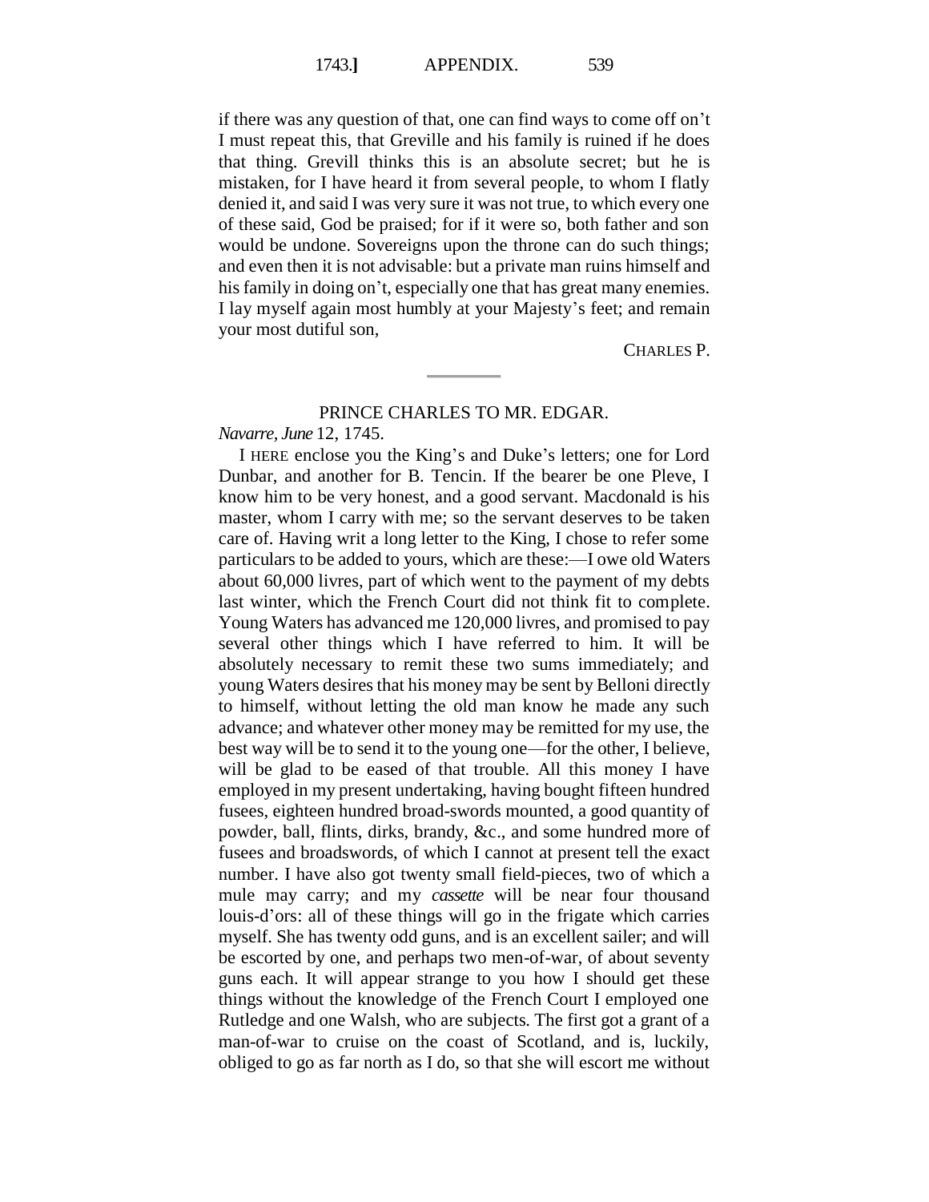if there was any question of that, one can find ways to come off on't I must repeat this, that Greville and his family is ruined if he does that thing. Grevill thinks this is an absolute secret; but he is mistaken, for I have heard it from several people, to whom I flatly denied it, and said I was very sure it was not true, to which every one of these said, God be praised; for if it were so, both father and son would be undone. Sovereigns upon the throne can do such things; and even then it is not advisable: but a private man ruins himself and his family in doing on't, especially one that has great many enemies. I lay myself again most humbly at your Majesty's feet; and remain your most dutiful son,

CHARLES P.

---

## PRINCE CHARLES TO MR. EDGAR.

*Navarre, June* 12, 1745.

I HERE enclose you the King's and Duke's letters; one for Lord Dunbar, and another for B. Tencin. If the bearer be one Pleve, I know him to be very honest, and a good servant. Macdonald is his master, whom I carry with me; so the servant deserves to be taken care of. Having writ a long letter to the King, I chose to refer some particulars to be added to yours, which are these:—I owe old Waters about 60,000 livres, part of which went to the payment of my debts last winter, which the French Court did not think fit to complete. Young Waters has advanced me 120,000 livres, and promised to pay several other things which I have referred to him. It will be absolutely necessary to remit these two sums immediately; and young Waters desires that his money may be sent by Belloni directly to himself, without letting the old man know he made any such advance; and whatever other money may be remitted for my use, the best way will be to send it to the young one—for the other, I believe, will be glad to be eased of that trouble. All this money I have employed in my present undertaking, having bought fifteen hundred fusees, eighteen hundred broad-swords mounted, a good quantity of powder, ball, flints, dirks, brandy, &c., and some hundred more of fusees and broadswords, of which I cannot at present tell the exact number. I have also got twenty small field-pieces, two of which a mule may carry; and my *cassette* will be near four thousand louis-d'ors: all of these things will go in the frigate which carries myself. She has twenty odd guns, and is an excellent sailer; and will be escorted by one, and perhaps two men-of-war, of about seventy guns each. It will appear strange to you how I should get these things without the knowledge of the French Court I employed one Rutledge and one Walsh, who are subjects. The first got a grant of a man-of-war to cruise on the coast of Scotland, and is, luckily, obliged to go as far north as I do, so that she will escort me without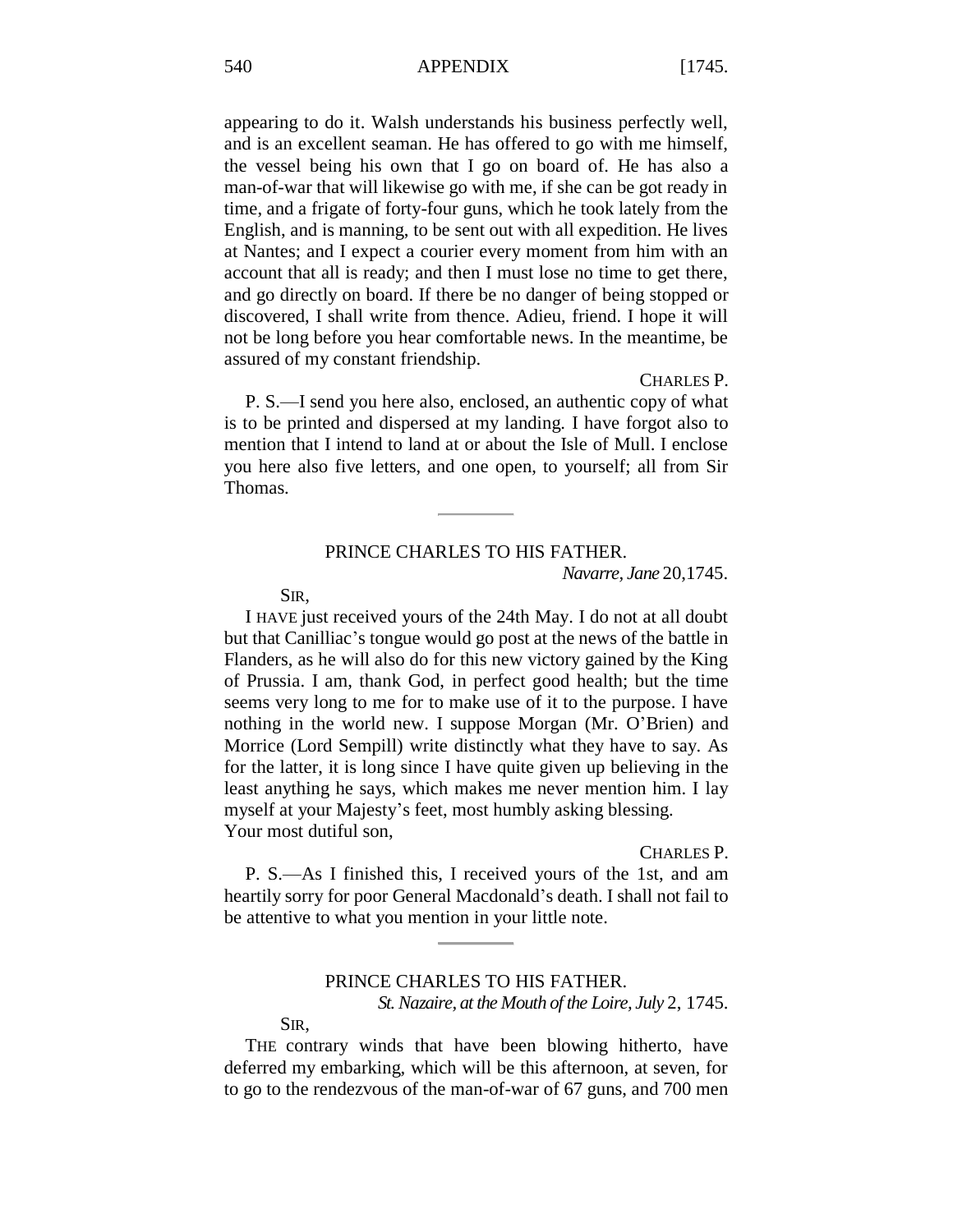appearing to do it. Walsh understands his business perfectly well, and is an excellent seaman. He has offered to go with me himself, the vessel being his own that I go on board of. He has also a man-of-war that will likewise go with me, if she can be got ready in time, and a frigate of forty-four guns, which he took lately from the English, and is manning, to be sent out with all expedition. He lives at Nantes; and I expect a courier every moment from him with an account that all is ready; and then I must lose no time to get there, and go directly on board. If there be no danger of being stopped or discovered, I shall write from thence. Adieu, friend. I hope it will not be long before you hear comfortable news. In the meantime, be assured of my constant friendship.

CHARLES P.

P. S.—I send you here also, enclosed, an authentic copy of what is to be printed and dispersed at my landing. I have forgot also to mention that I intend to land at or about the Isle of Mull. I enclose you here also five letters, and one open, to yourself; all from Sir Thomas.

---

## PRINCE CHARLES TO HIS FATHER.

*Navarre, Jane* 20,1745.

SIR,

I HAVE just received yours of the 24th May. I do not at all doubt but that Canilliac's tongue would go post at the news of the battle in Flanders, as he will also do for this new victory gained by the King of Prussia. I am, thank God, in perfect good health; but the time seems very long to me for to make use of it to the purpose. I have nothing in the world new. I suppose Morgan (Mr. O'Brien) and Morrice (Lord Sempill) write distinctly what they have to say. As for the latter, it is long since I have quite given up believing in the least anything he says, which makes me never mention him. I lay myself at your Majesty's feet, most humbly asking blessing.
Your most dutiful son,

CHARLES P.

P. S.—As I finished this, I received yours of the 1st, and am heartily sorry for poor General Macdonald's death. I shall not fail to be attentive to what you mention in your little note.

---

## PRINCE CHARLES TO HIS FATHER.

*St. Nazaire, at the Mouth of the Loire, July* 2, 1745.

SIR,

THE contrary winds that have been blowing hitherto, have deferred my embarking, which will be this afternoon, at seven, for to go to the rendezvous of the man-of-war of 67 guns, and 700 men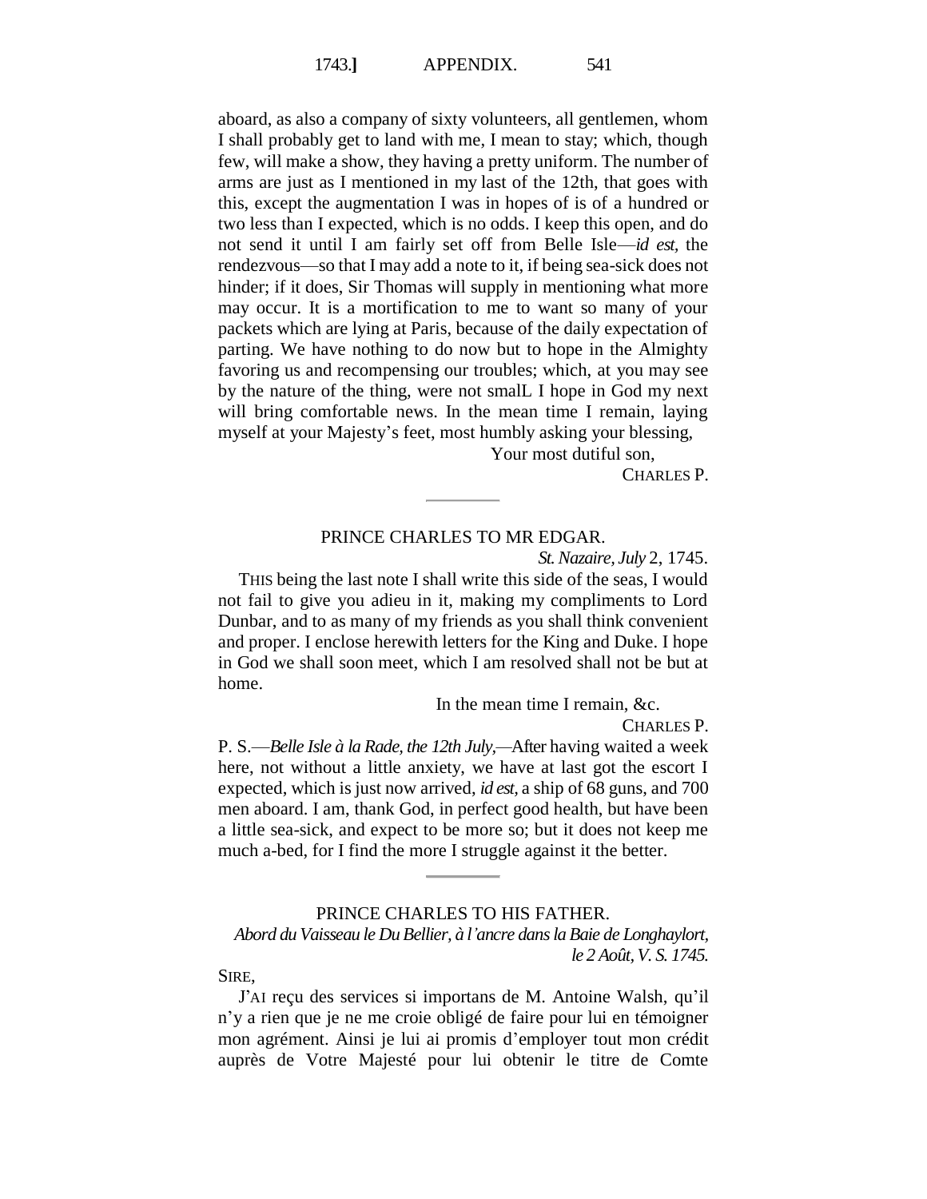aboard, as also a company of sixty volunteers, all gentlemen, whom I shall probably get to land with me, I mean to stay; which, though few, will make a show, they having a pretty uniform. The number of arms are just as I mentioned in my last of the 12th, that goes with this, except the augmentation I was in hopes of is of a hundred or two less than I expected, which is no odds. I keep this open, and do not send it until I am fairly set off from Belle Isle—*id est,* the rendezvous—so that I may add a note to it, if being sea-sick does not hinder; if it does, Sir Thomas will supply in mentioning what more may occur. It is a mortification to me to want so many of your packets which are lying at Paris, because of the daily expectation of parting. We have nothing to do now but to hope in the Almighty favoring us and recompensing our troubles; which, at you may see by the nature of the thing, were not smalL I hope in God my next will bring comfortable news. In the mean time I remain, laying myself at your Majesty's feet, most humbly asking your blessing,

Your most dutiful son,

CHARLES P.

---

## PRINCE CHARLES TO MR EDGAR.

*St. Nazaire, July* 2, 1745.

THIS being the last note I shall write this side of the seas, I would not fail to give you adieu in it, making my compliments to Lord Dunbar, and to as many of my friends as you shall think convenient and proper. I enclose herewith letters for the King and Duke. I hope in God we shall soon meet, which I am resolved shall not be but at home.

In the mean time I remain, &c.

CHARLES P.

P. S.—*Belle Isle à la Rade, the 12th July,*—After having waited a week here, not without a little anxiety, we have at last got the escort I expected, which is just now arrived, *id est,* a ship of 68 guns, and 700 men aboard. I am, thank God, in perfect good health, but have been a little sea-sick, and expect to be more so; but it does not keep me much a-bed, for I find the more I struggle against it the better.

---

## PRINCE CHARLES TO HIS FATHER.

*Abord du Vaisseau le Du Bellier, à l'ancre dans la Baie de Longhaylort, le 2 Août, V. S. 1745.*

SIRE,

J'AI reçu des services si importans de M. Antoine Walsh, qu'il n'y a rien que je ne me croie obligé de faire pour lui en témoigner mon agrément. Ainsi je lui ai promis d'employer tout mon crédit auprès de Votre Majesté pour lui obtenir le titre de Comte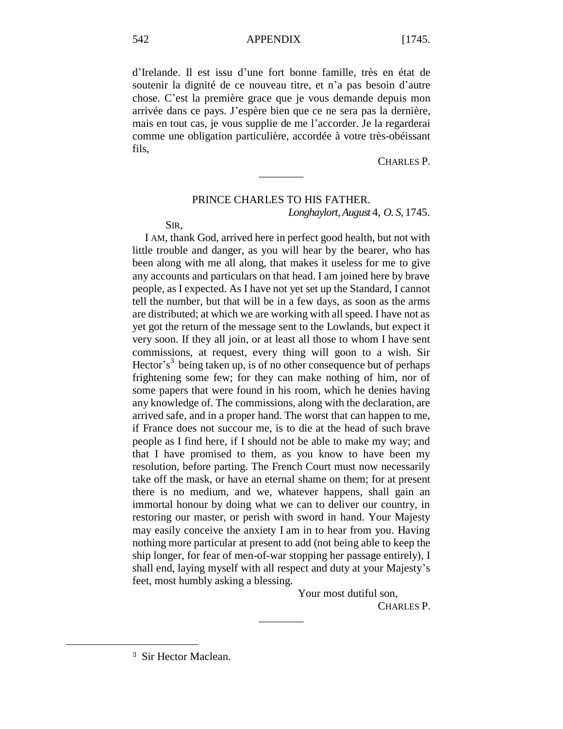d'Irelande. Il est issu d'une fort bonne famille, très en état de soutenir la dignité de ce nouveau titre, et n'a pas besoin d'autre chose. C'est la première grace que je vous demande depuis mon arrivée dans ce pays. J'espère bien que ce ne sera pas la dernière, mais en tout cas, je vous supplie de me l'accorder. Je la regarderai comme une obligation particulière, accordée à votre très-obéissant fils,

CHARLES P.

---

## PRINCE CHARLES TO HIS FATHER.

*Longhaylort, August* 4, *O. S*, 1745.

SIR,

I AM, thank God, arrived here in perfect good health, but not with little trouble and danger, as you will hear by the bearer, who has been along with me all along, that makes it useless for me to give any accounts and particulars on that head. I am joined here by brave people, as I expected. As I have not yet set up the Standard, I cannot tell the number, but that will be in a few days, as soon as the arms are distributed; at which we are working with all speed. I have not as yet got the return of the message sent to the Lowlands, but expect it very soon. If they all join, or at least all those to whom I have sent commissions, at request, every thing will goon to a wish. Sir Hector's[3] being taken up, is of no other consequence but of perhaps frightening some few; for they can make nothing of him, nor of some papers that were found in his room, which he denies having any knowledge of. The commissions, along with the declaration, are arrived safe, and in a proper hand. The worst that can happen to me, if France does not succour me, is to die at the head of such brave people as I find here, if I should not be able to make my way; and that I have promised to them, as you know to have been my resolution, before parting. The French Court must now necessarily take off the mask, or have an eternal shame on them; for at present there is no medium, and we, whatever happens, shall gain an immortal honour by doing what we can to deliver our country, in restoring our master, or perish with sword in hand. Your Majesty may easily conceive the anxiety I am in to hear from you. Having nothing more particular at present to add (not being able to keep the ship longer, for fear of men-of-war stopping her passage entirely), I shall end, laying myself with all respect and duty at your Majesty's feet, most humbly asking a blessing.

Your most dutiful son,

CHARLES P.

---

[3] Sir Hector Maclean.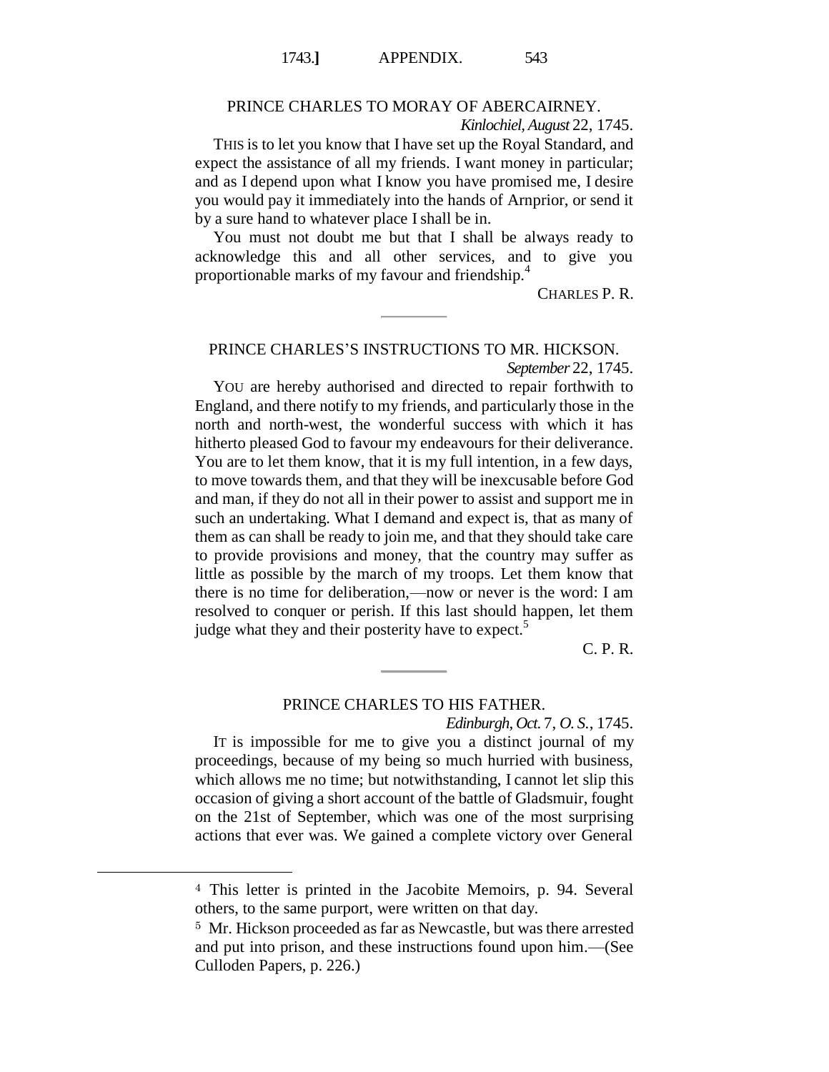## PRINCE CHARLES TO MORAY OF ABERCAIRNEY.

*Kinlochiel, August* 22, 1745.

THIS is to let you know that I have set up the Royal Standard, and expect the assistance of all my friends. I want money in particular; and as I depend upon what I know you have promised me, I desire you would pay it immediately into the hands of Arnprior, or send it by a sure hand to whatever place I shall be in.

You must not doubt me but that I shall be always ready to acknowledge this and all other services, and to give you proportionable marks of my favour and friendship.[4]

CHARLES P. R.

---

## PRINCE CHARLES'S INSTRUCTIONS TO MR. HICKSON.

*September* 22, 1745.

YOU are hereby authorised and directed to repair forthwith to England, and there notify to my friends, and particularly those in the north and north-west, the wonderful success with which it has hitherto pleased God to favour my endeavours for their deliverance. You are to let them know, that it is my full intention, in a few days, to move towards them, and that they will be inexcusable before God and man, if they do not all in their power to assist and support me in such an undertaking. What I demand and expect is, that as many of them as can shall be ready to join me, and that they should take care to provide provisions and money, that the country may suffer as little as possible by the march of my troops. Let them know that there is no time for deliberation,—now or never is the word: I am resolved to conquer or perish. If this last should happen, let them judge what they and their posterity have to expect.[5]

C. P. R.

---

## PRINCE CHARLES TO HIS FATHER.

*Edinburgh, Oct.* 7, *O. S.*, 1745.

IT is impossible for me to give you a distinct journal of my proceedings, because of my being so much hurried with business, which allows me no time; but notwithstanding, I cannot let slip this occasion of giving a short account of the battle of Gladsmuir, fought on the 21st of September, which was one of the most surprising actions that ever was. We gained a complete victory over General

---

[4] This letter is printed in the Jacobite Memoirs, p. 94. Several others, to the same purport, were written on that day.

[5] Mr. Hickson proceeded as far as Newcastle, but was there arrested and put into prison, and these instructions found upon him.—(See Culloden Papers, p. 226.)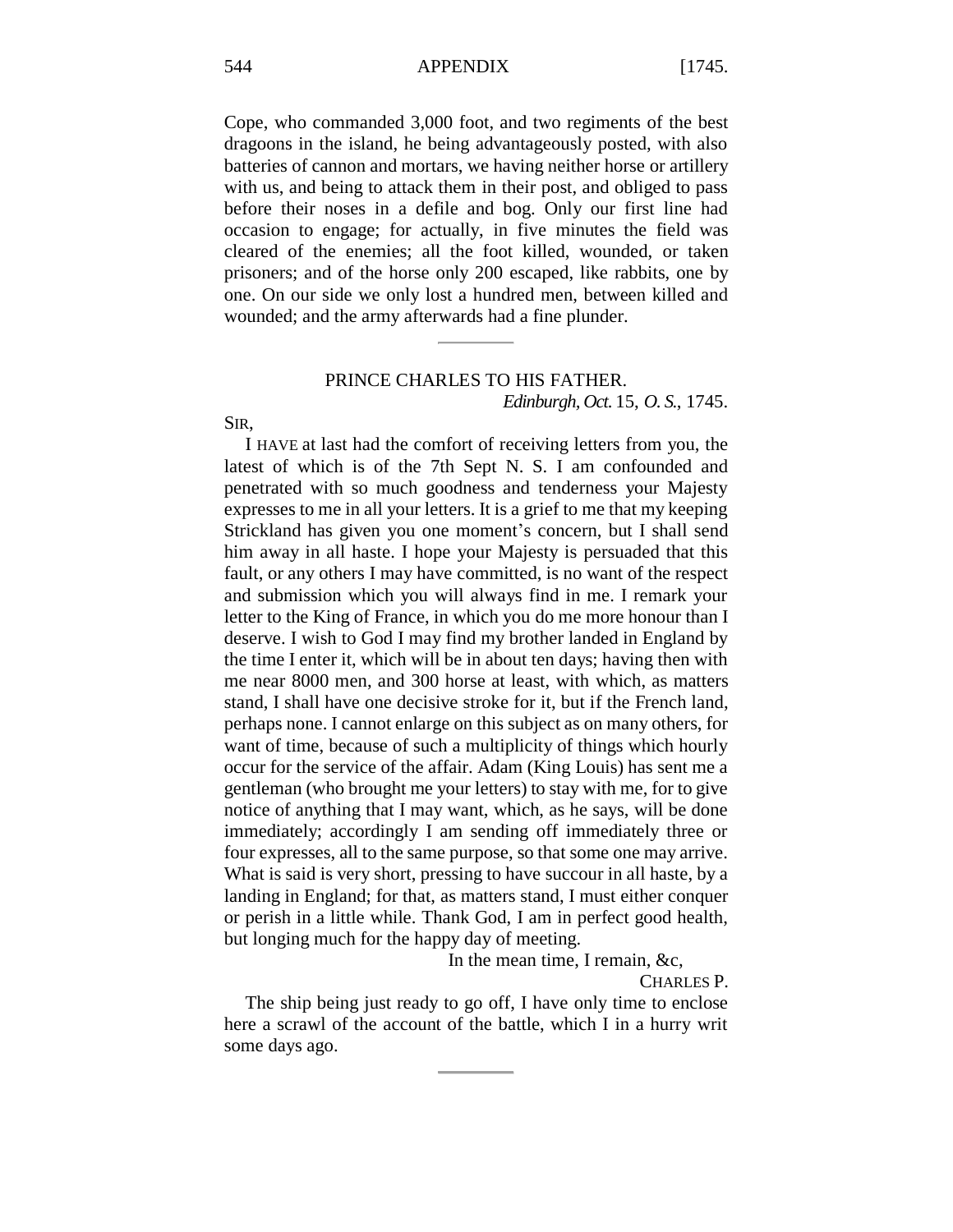Cope, who commanded 3,000 foot, and two regiments of the best dragoons in the island, he being advantageously posted, with also batteries of cannon and mortars, we having neither horse or artillery with us, and being to attack them in their post, and obliged to pass before their noses in a defile and bog. Only our first line had occasion to engage; for actually, in five minutes the field was cleared of the enemies; all the foot killed, wounded, or taken prisoners; and of the horse only 200 escaped, like rabbits, one by one. On our side we only lost a hundred men, between killed and wounded; and the army afterwards had a fine plunder.

---

## PRINCE CHARLES TO HIS FATHER.

*Edinburgh, Oct.* 15, *O. S.*, 1745.

SIR,

I HAVE at last had the comfort of receiving letters from you, the latest of which is of the 7th Sept N. S. I am confounded and penetrated with so much goodness and tenderness your Majesty expresses to me in all your letters. It is a grief to me that my keeping Strickland has given you one moment's concern, but I shall send him away in all haste. I hope your Majesty is persuaded that this fault, or any others I may have committed, is no want of the respect and submission which you will always find in me. I remark your letter to the King of France, in which you do me more honour than I deserve. I wish to God I may find my brother landed in England by the time I enter it, which will be in about ten days; having then with me near 8000 men, and 300 horse at least, with which, as matters stand, I shall have one decisive stroke for it, but if the French land, perhaps none. I cannot enlarge on this subject as on many others, for want of time, because of such a multiplicity of things which hourly occur for the service of the affair. Adam (King Louis) has sent me a gentleman (who brought me your letters) to stay with me, for to give notice of anything that I may want, which, as he says, will be done immediately; accordingly I am sending off immediately three or four expresses, all to the same purpose, so that some one may arrive. What is said is very short, pressing to have succour in all haste, by a landing in England; for that, as matters stand, I must either conquer or perish in a little while. Thank God, I am in perfect good health, but longing much for the happy day of meeting.

In the mean time, I remain, &c,

CHARLES P.

The ship being just ready to go off, I have only time to enclose here a scrawl of the account of the battle, which I in a hurry writ some days ago.

---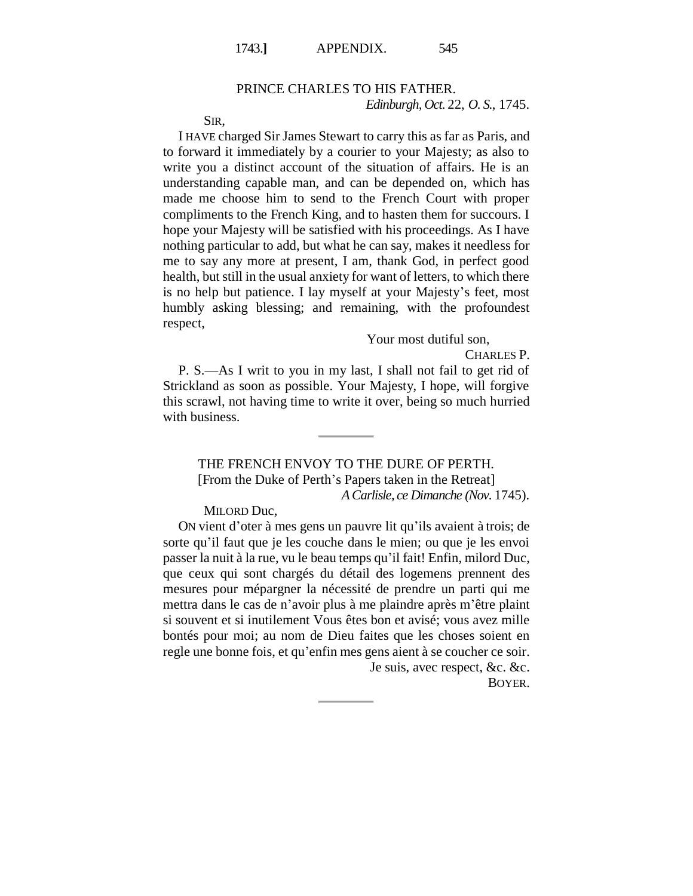## PRINCE CHARLES TO HIS FATHER.

*Edinburgh, Oct.* 22, *O. S.*, 1745.

SIR,

I HAVE charged Sir James Stewart to carry this as far as Paris, and to forward it immediately by a courier to your Majesty; as also to write you a distinct account of the situation of affairs. He is an understanding capable man, and can be depended on, which has made me choose him to send to the French Court with proper compliments to the French King, and to hasten them for succours. I hope your Majesty will be satisfied with his proceedings. As I have nothing particular to add, but what he can say, makes it needless for me to say any more at present, I am, thank God, in perfect good health, but still in the usual anxiety for want of letters, to which there is no help but patience. I lay myself at your Majesty's feet, most humbly asking blessing; and remaining, with the profoundest respect,

Your most dutiful son,

CHARLES P.

P. S.—As I writ to you in my last, I shall not fail to get rid of Strickland as soon as possible. Your Majesty, I hope, will forgive this scrawl, not having time to write it over, being so much hurried with business.

---

## THE FRENCH ENVOY TO THE DURE OF PERTH.

[From the Duke of Perth's Papers taken in the Retreat]

*A Carlisle, ce Dimanche (Nov.* 1745).

MILORD DUC,

ON vient d'oter à mes gens un pauvre lit qu'ils avaient à trois; de sorte qu'il faut que je les couche dans le mien; ou que je les envoi passer la nuit à la rue, vu le beau temps qu'il fait! Enfin, milord Duc, que ceux qui sont chargés du détail des logemens prennent des mesures pour mépargner la nécessité de prendre un parti qui me mettra dans le cas de n'avoir plus à me plaindre après m'être plaint si souvent et si inutilement Vous êtes bon et avisé; vous avez mille bontés pour moi; au nom de Dieu faites que les choses soient en regle une bonne fois, et qu'enfin mes gens aient à se coucher ce soir.

Je suis, avec respect, &c. &c.

BOYER.

---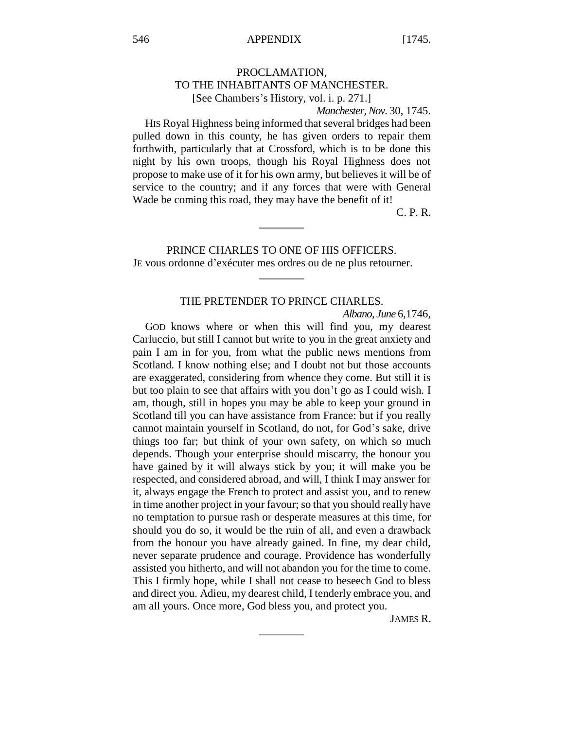## PROCLAMATION, TO THE INHABITANTS OF MANCHESTER.

[See Chambers's History, vol. i. p. 271.]

*Manchester, Nov.* 30, 1745.

HIS Royal Highness being informed that several bridges had been pulled down in this county, he has given orders to repair them forthwith, particularly that at Crossford, which is to be done this night by his own troops, though his Royal Highness does not propose to make use of it for his own army, but believes it will be of service to the country; and if any forces that were with General Wade be coming this road, they may have the benefit of it!

C. P. R.

---

## PRINCE CHARLES TO ONE OF HIS OFFICERS.

JE vous ordonne d'exécuter mes ordres ou de ne plus retourner.

---

## THE PRETENDER TO PRINCE CHARLES.

*Albano, June* 6,1746,

GOD knows where or when this will find you, my dearest Carluccio, but still I cannot but write to you in the great anxiety and pain I am in for you, from what the public news mentions from Scotland. I know nothing else; and I doubt not but those accounts are exaggerated, considering from whence they come. But still it is but too plain to see that affairs with you don't go as I could wish. I am, though, still in hopes you may be able to keep your ground in Scotland till you can have assistance from France: but if you really cannot maintain yourself in Scotland, do not, for God's sake, drive things too far; but think of your own safety, on which so much depends. Though your enterprise should miscarry, the honour you have gained by it will always stick by you; it will make you be respected, and considered abroad, and will, I think I may answer for it, always engage the French to protect and assist you, and to renew in time another project in your favour; so that you should really have no temptation to pursue rash or desperate measures at this time, for should you do so, it would be the ruin of all, and even a drawback from the honour you have already gained. In fine, my dear child, never separate prudence and courage. Providence has wonderfully assisted you hitherto, and will not abandon you for the time to come. This I firmly hope, while I shall not cease to beseech God to bless and direct you. Adieu, my dearest child, I tenderly embrace you, and am all yours. Once more, God bless you, and protect you.

JAMES R.

---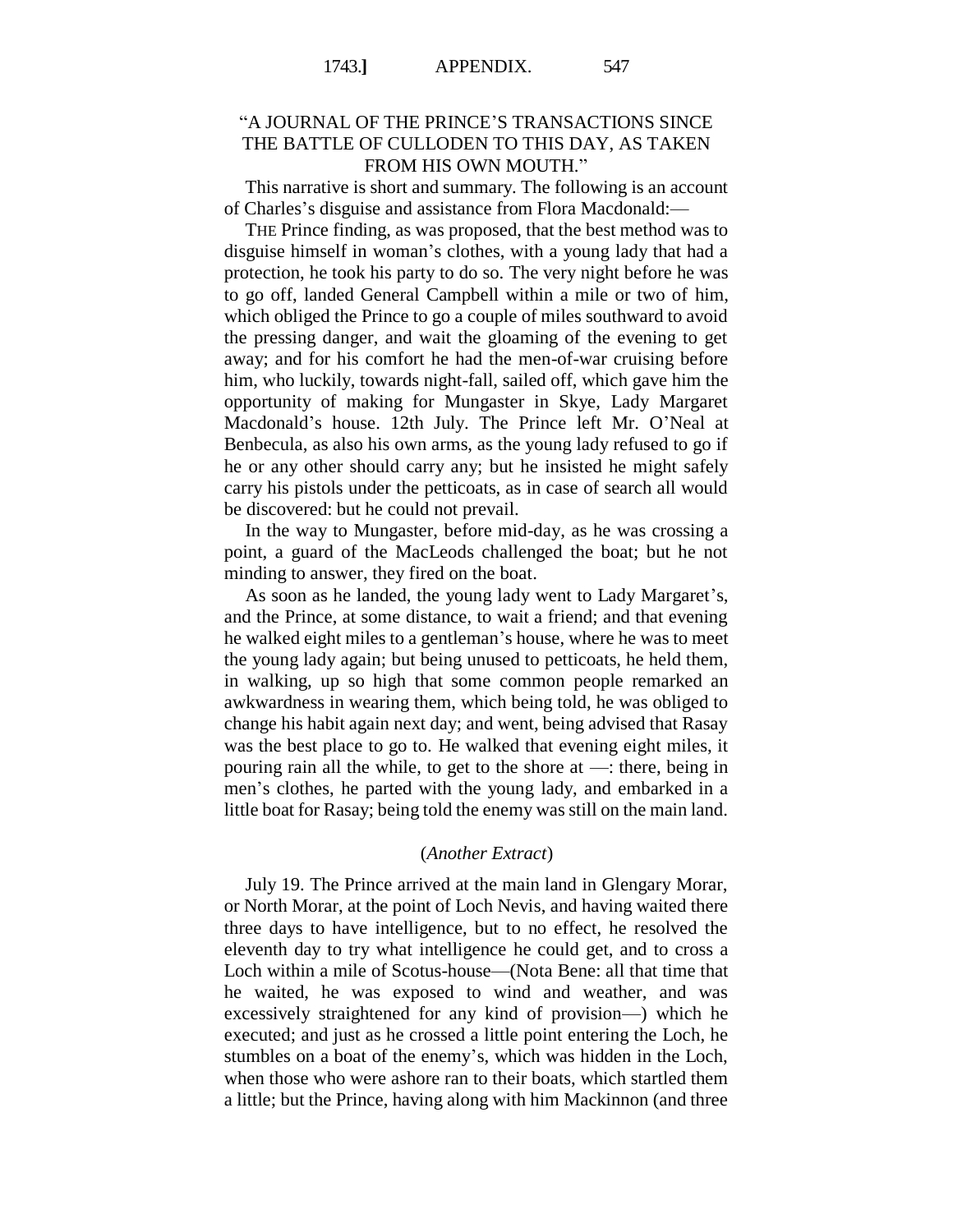"A JOURNAL OF THE PRINCE'S TRANSACTIONS SINCE THE BATTLE OF CULLODEN TO THIS DAY, AS TAKEN FROM HIS OWN MOUTH."

This narrative is short and summary. The following is an account of Charles's disguise and assistance from Flora Macdonald:—

THE Prince finding, as was proposed, that the best method was to disguise himself in woman's clothes, with a young lady that had a protection, he took his party to do so. The very night before he was to go off, landed General Campbell within a mile or two of him, which obliged the Prince to go a couple of miles southward to avoid the pressing danger, and wait the gloaming of the evening to get away; and for his comfort he had the men-of-war cruising before him, who luckily, towards night-fall, sailed off, which gave him the opportunity of making for Mungaster in Skye, Lady Margaret Macdonald's house. 12th July. The Prince left Mr. O'Neal at Benbecula, as also his own arms, as the young lady refused to go if he or any other should carry any; but he insisted he might safely carry his pistols under the petticoats, as in case of search all would be discovered: but he could not prevail.

In the way to Mungaster, before mid-day, as he was crossing a point, a guard of the MacLeods challenged the boat; but he not minding to answer, they fired on the boat.

As soon as he landed, the young lady went to Lady Margaret's, and the Prince, at some distance, to wait a friend; and that evening he walked eight miles to a gentleman's house, where he was to meet the young lady again; but being unused to petticoats, he held them, in walking, up so high that some common people remarked an awkwardness in wearing them, which being told, he was obliged to change his habit again next day; and went, being advised that Rasay was the best place to go to. He walked that evening eight miles, it pouring rain all the while, to get to the shore at —: there, being in men's clothes, he parted with the young lady, and embarked in a little boat for Rasay; being told the enemy was still on the main land.

(*Another Extract*)

July 19. The Prince arrived at the main land in Glengary Morar, or North Morar, at the point of Loch Nevis, and having waited there three days to have intelligence, but to no effect, he resolved the eleventh day to try what intelligence he could get, and to cross a Loch within a mile of Scotus-house—(Nota Bene: all that time that he waited, he was exposed to wind and weather, and was excessively straightened for any kind of provision—) which he executed; and just as he crossed a little point entering the Loch, he stumbles on a boat of the enemy's, which was hidden in the Loch, when those who were ashore ran to their boats, which startled them a little; but the Prince, having along with him Mackinnon (and three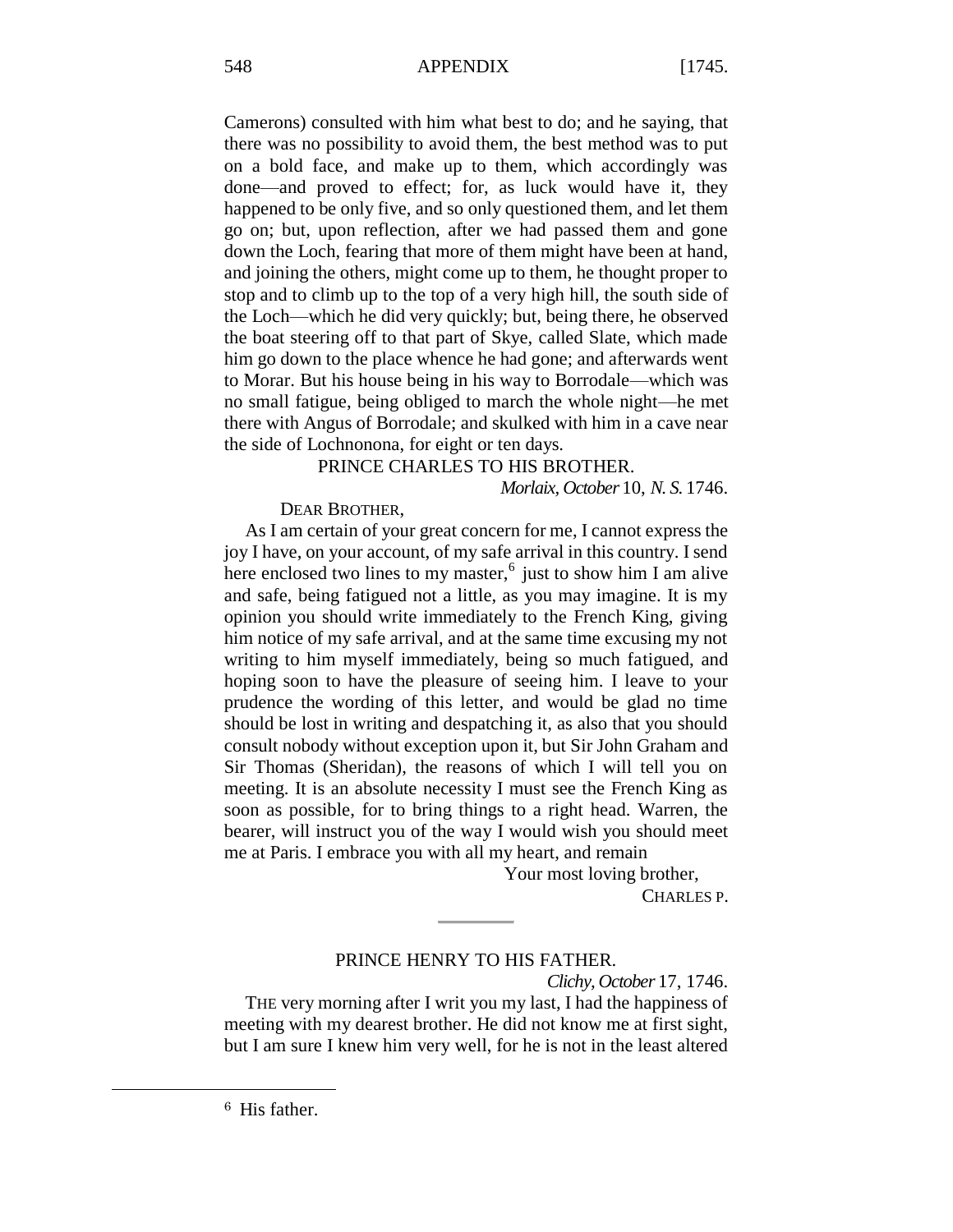Camerons) consulted with him what best to do; and he saying, that there was no possibility to avoid them, the best method was to put on a bold face, and make up to them, which accordingly was done—and proved to effect; for, as luck would have it, they happened to be only five, and so only questioned them, and let them go on; but, upon reflection, after we had passed them and gone down the Loch, fearing that more of them might have been at hand, and joining the others, might come up to them, he thought proper to stop and to climb up to the top of a very high hill, the south side of the Loch—which he did very quickly; but, being there, he observed the boat steering off to that part of Skye, called Slate, which made him go down to the place whence he had gone; and afterwards went to Morar. But his house being in his way to Borrodale—which was no small fatigue, being obliged to march the whole night—he met there with Angus of Borrodale; and skulked with him in a cave near the side of Lochnonona, for eight or ten days.

## PRINCE CHARLES TO HIS BROTHER.

*Morlaix, October* 10, *N. S.* 1746.

DEAR BROTHER,

As I am certain of your great concern for me, I cannot express the joy I have, on your account, of my safe arrival in this country. I send here enclosed two lines to my master,[6] just to show him I am alive and safe, being fatigued not a little, as you may imagine. It is my opinion you should write immediately to the French King, giving him notice of my safe arrival, and at the same time excusing my not writing to him myself immediately, being so much fatigued, and hoping soon to have the pleasure of seeing him. I leave to your prudence the wording of this letter, and would be glad no time should be lost in writing and despatching it, as also that you should consult nobody without exception upon it, but Sir John Graham and Sir Thomas (Sheridan), the reasons of which I will tell you on meeting. It is an absolute necessity I must see the French King as soon as possible, for to bring things to a right head. Warren, the bearer, will instruct you of the way I would wish you should meet me at Paris. I embrace you with all my heart, and remain

Your most loving brother,

CHARLES P.

---

## PRINCE HENRY TO HIS FATHER.

*Clichy, October* 17, 1746.

THE very morning after I writ you my last, I had the happiness of meeting with my dearest brother. He did not know me at first sight, but I am sure I knew him very well, for he is not in the least altered

[6] His father.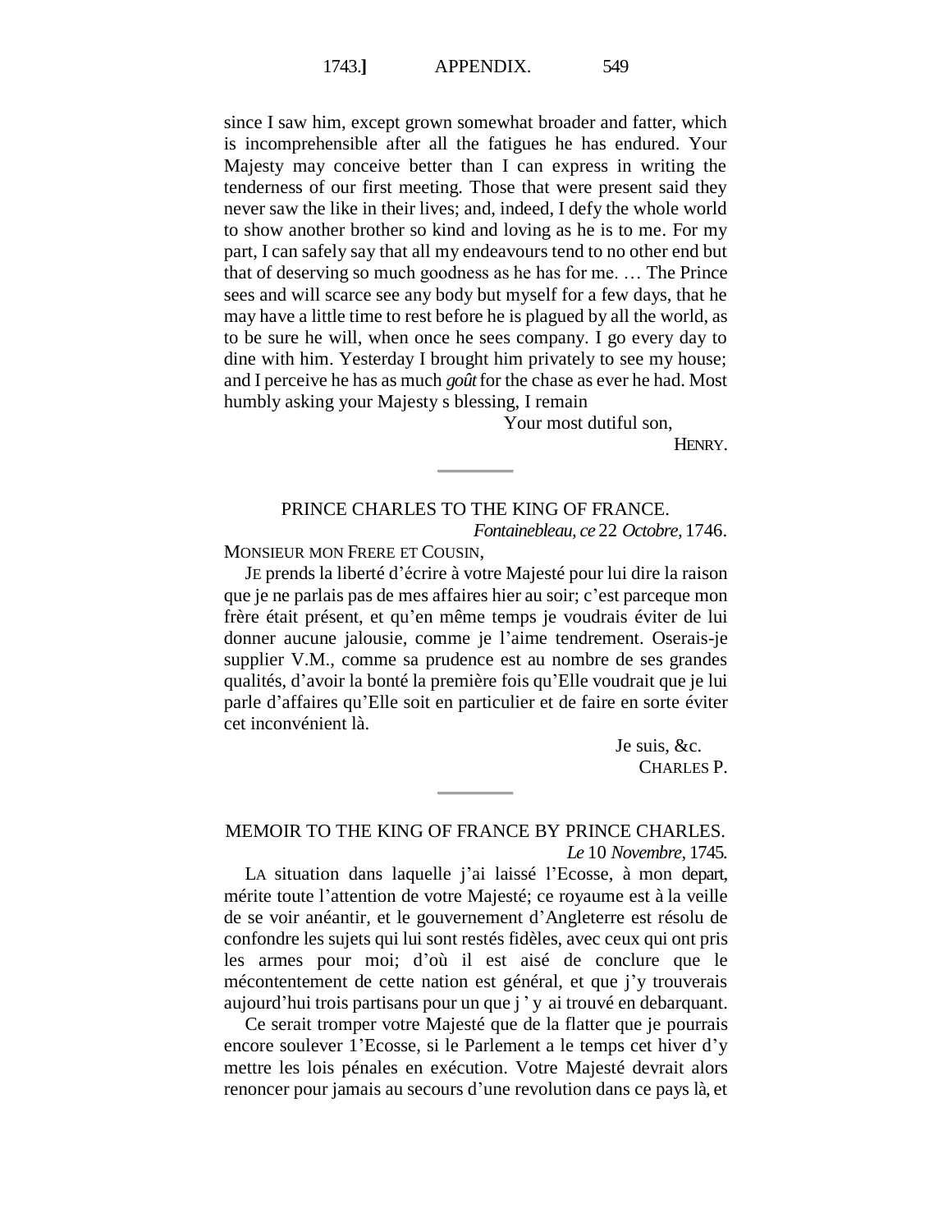since I saw him, except grown somewhat broader and fatter, which is incomprehensible after all the fatigues he has endured. Your Majesty may conceive better than I can express in writing the tenderness of our first meeting. Those that were present said they never saw the like in their lives; and, indeed, I defy the whole world to show another brother so kind and loving as he is to me. For my part, I can safely say that all my endeavours tend to no other end but that of deserving so much goodness as he has for me. … The Prince sees and will scarce see any body but myself for a few days, that he may have a little time to rest before he is plagued by all the world, as to be sure he will, when once he sees company. I go every day to dine with him. Yesterday I brought him privately to see my house; and I perceive he has as much *goût* for the chase as ever he had. Most humbly asking your Majesty s blessing, I remain

Your most dutiful son,

HENRY.

---

## PRINCE CHARLES TO THE KING OF FRANCE.

*Fontainebleau, ce* 22 *Octobre,* 1746.

MONSIEUR MON FRERE ET COUSIN,

JE prends la liberté d'écrire à votre Majesté pour lui dire la raison que je ne parlais pas de mes affaires hier au soir; c'est parceque mon frère était présent, et qu'en même temps je voudrais éviter de lui donner aucune jalousie, comme je l'aime tendrement. Oserais-je supplier V.M., comme sa prudence est au nombre de ses grandes qualités, d'avoir la bonté la première fois qu'Elle voudrait que je lui parle d'affaires qu'Elle soit en particulier et de faire en sorte éviter cet inconvénient là.

Je suis, &c.

CHARLES P.

---

## MEMOIR TO THE KING OF FRANCE BY PRINCE CHARLES.

*Le* 10 *Novembre,* 1745.

LA situation dans laquelle j'ai laissé l'Ecosse, à mon depart, mérite toute l'attention de votre Majesté; ce royaume est à la veille de se voir anéantir, et le gouvernement d'Angleterre est résolu de confondre les sujets qui lui sont restés fidèles, avec ceux qui ont pris les armes pour moi; d'où il est aisé de conclure que le mécontentement de cette nation est général, et que j'y trouverais aujourd'hui trois partisans pour un que j ' y ai trouvé en debarquant.

Ce serait tromper votre Majesté que de la flatter que je pourrais encore soulever 1'Ecosse, si le Parlement a le temps cet hiver d'y mettre les lois pénales en exécution. Votre Majesté devrait alors renoncer pour jamais au secours d'une revolution dans ce pays là, et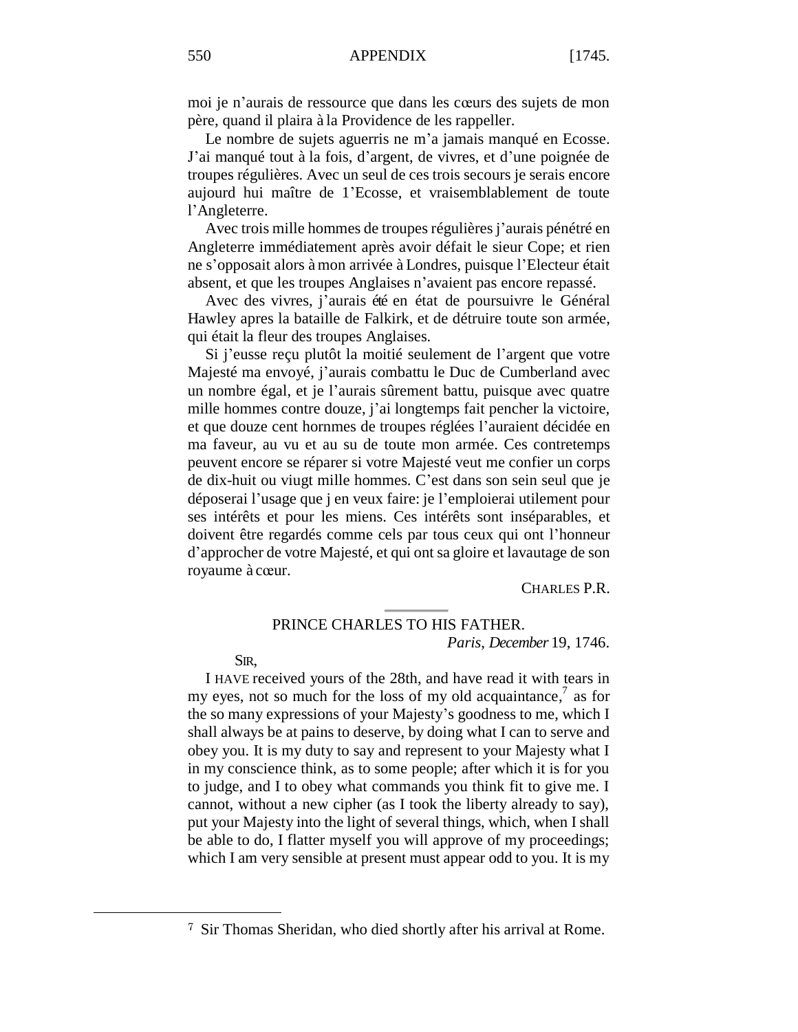moi je n'aurais de ressource que dans les cœurs des sujets de mon père, quand il plaira à la Providence de les rappeller.

Le nombre de sujets aguerris ne m'a jamais manqué en Ecosse. J'ai manqué tout à la fois, d'argent, de vivres, et d'une poignée de troupes régulières. Avec un seul de ces trois secours je serais encore aujourd hui maître de 1'Ecosse, et vraisemblablement de toute l'Angleterre.

Avec trois mille hommes de troupes régulières j'aurais pénétré en Angleterre immédiatement après avoir défait le sieur Cope; et rien ne s'opposait alors à mon arrivée à Londres, puisque l'Electeur était absent, et que les troupes Anglaises n'avaient pas encore repassé.

Avec des vivres, j'aurais été en état de poursuivre le Général Hawley apres la bataille de Falkirk, et de détruire toute son armée, qui était la fleur des troupes Anglaises.

Si j'eusse reçu plutôt la moitié seulement de l'argent que votre Majesté ma envoyé, j'aurais combattu le Duc de Cumberland avec un nombre égal, et je l'aurais sûrement battu, puisque avec quatre mille hommes contre douze, j'ai longtemps fait pencher la victoire, et que douze cent hornmes de troupes réglées l'auraient décidée en ma faveur, au vu et au su de toute mon armée. Ces contretemps peuvent encore se réparer si votre Majesté veut me confier un corps de dix-huit ou viugt mille hommes. C'est dans son sein seul que je déposerai l'usage que j en veux faire: je l'emploierai utilement pour ses intérêts et pour les miens. Ces intérêts sont inséparables, et doivent être regardés comme cels par tous ceux qui ont l'honneur d'approcher de votre Majesté, et qui ont sa gloire et lavautage de son royaume à cœur.

CHARLES P.R.

---

## PRINCE CHARLES TO HIS FATHER.

*Paris*, *December* 19, 1746.

SIR,

I HAVE received yours of the 28th, and have read it with tears in my eyes, not so much for the loss of my old acquaintance,[7] as for the so many expressions of your Majesty's goodness to me, which I shall always be at pains to deserve, by doing what I can to serve and obey you. It is my duty to say and represent to your Majesty what I in my conscience think, as to some people; after which it is for you to judge, and I to obey what commands you think fit to give me. I cannot, without a new cipher (as I took the liberty already to say), put your Majesty into the light of several things, which, when I shall be able to do, I flatter myself you will approve of my proceedings; which I am very sensible at present must appear odd to you. It is my

---

[7] Sir Thomas Sheridan, who died shortly after his arrival at Rome.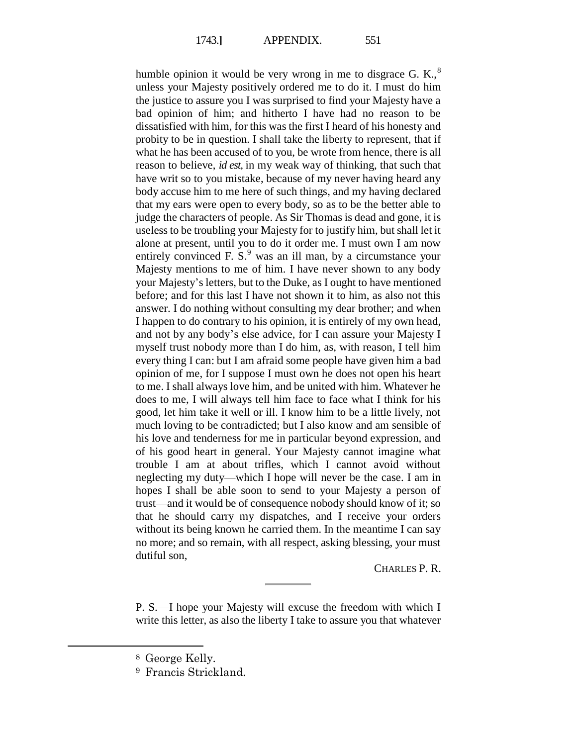humble opinion it would be very wrong in me to disgrace G. K.,[8] unless your Majesty positively ordered me to do it. I must do him the justice to assure you I was surprised to find your Majesty have a bad opinion of him; and hitherto I have had no reason to be dissatisfied with him, for this was the first I heard of his honesty and probity to be in question. I shall take the liberty to represent, that if what he has been accused of to you, be wrote from hence, there is all reason to believe, *id est*, in my weak way of thinking, that such that have writ so to you mistake, because of my never having heard any body accuse him to me here of such things, and my having declared that my ears were open to every body, so as to be the better able to judge the characters of people. As Sir Thomas is dead and gone, it is useless to be troubling your Majesty for to justify him, but shall let it alone at present, until you to do it order me. I must own I am now entirely convinced F. S.[9] was an ill man, by a circumstance your Majesty mentions to me of him. I have never shown to any body your Majesty's letters, but to the Duke, as I ought to have mentioned before; and for this last I have not shown it to him, as also not this answer. I do nothing without consulting my dear brother; and when I happen to do contrary to his opinion, it is entirely of my own head, and not by any body's else advice, for I can assure your Majesty I myself trust nobody more than I do him, as, with reason, I tell him every thing I can: but I am afraid some people have given him a bad opinion of me, for I suppose I must own he does not open his heart to me. I shall always love him, and be united with him. Whatever he does to me, I will always tell him face to face what I think for his good, let him take it well or ill. I know him to be a little lively, not much loving to be contradicted; but I also know and am sensible of his love and tenderness for me in particular beyond expression, and of his good heart in general. Your Majesty cannot imagine what trouble I am at about trifles, which I cannot avoid without neglecting my duty—which I hope will never be the case. I am in hopes I shall be able soon to send to your Majesty a person of trust—and it would be of consequence nobody should know of it; so that he should carry my dispatches, and I receive your orders without its being known he carried them. In the meantime I can say no more; and so remain, with all respect, asking blessing, your must dutiful son,

CHARLES P. R.

---

P. S.—I hope your Majesty will excuse the freedom with which I write this letter, as also the liberty I take to assure you that whatever

---

[8] George Kelly.

[9] Francis Strickland.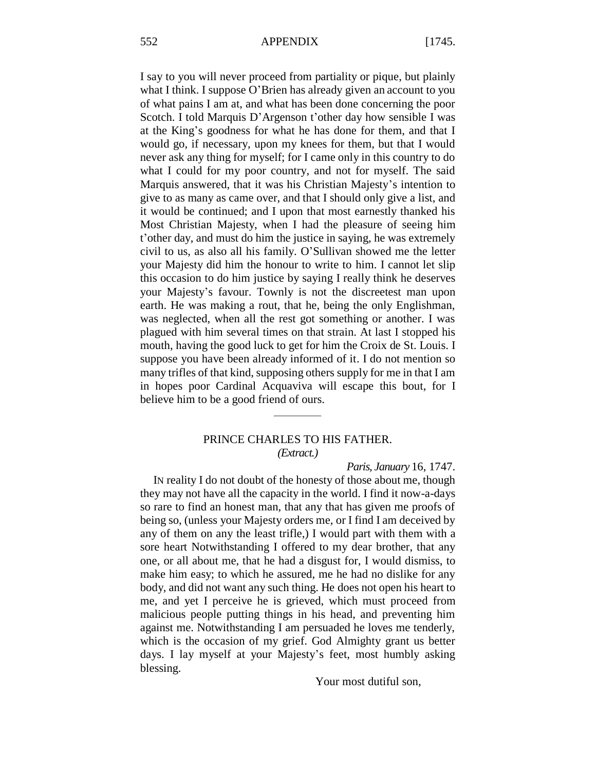I say to you will never proceed from partiality or pique, but plainly what I think. I suppose O'Brien has already given an account to you of what pains I am at, and what has been done concerning the poor Scotch. I told Marquis D'Argenson t'other day how sensible I was at the King's goodness for what he has done for them, and that I would go, if necessary, upon my knees for them, but that I would never ask any thing for myself; for I came only in this country to do what I could for my poor country, and not for myself. The said Marquis answered, that it was his Christian Majesty's intention to give to as many as came over, and that I should only give a list, and it would be continued; and I upon that most earnestly thanked his Most Christian Majesty, when I had the pleasure of seeing him t'other day, and must do him the justice in saying, he was extremely civil to us, as also all his family. O'Sullivan showed me the letter your Majesty did him the honour to write to him. I cannot let slip this occasion to do him justice by saying I really think he deserves your Majesty's favour. Townly is not the discreetest man upon earth. He was making a rout, that he, being the only Englishman, was neglected, when all the rest got something or another. I was plagued with him several times on that strain. At last I stopped his mouth, having the good luck to get for him the Croix de St. Louis. I suppose you have been already informed of it. I do not mention so many trifles of that kind, supposing others supply for me in that I am in hopes poor Cardinal Acquaviva will escape this bout, for I believe him to be a good friend of ours.

---

## PRINCE CHARLES TO HIS FATHER.

*(Extract.)*

*Paris, January* 16, 1747.

IN reality I do not doubt of the honesty of those about me, though they may not have all the capacity in the world. I find it now-a-days so rare to find an honest man, that any that has given me proofs of being so, (unless your Majesty orders me, or I find I am deceived by any of them on any the least trifle,) I would part with them with a sore heart Notwithstanding I offered to my dear brother, that any one, or all about me, that he had a disgust for, I would dismiss, to make him easy; to which he assured, me he had no dislike for any body, and did not want any such thing. He does not open his heart to me, and yet I perceive he is grieved, which must proceed from malicious people putting things in his head, and preventing him against me. Notwithstanding I am persuaded he loves me tenderly, which is the occasion of my grief. God Almighty grant us better days. I lay myself at your Majesty's feet, most humbly asking blessing.

Your most dutiful son,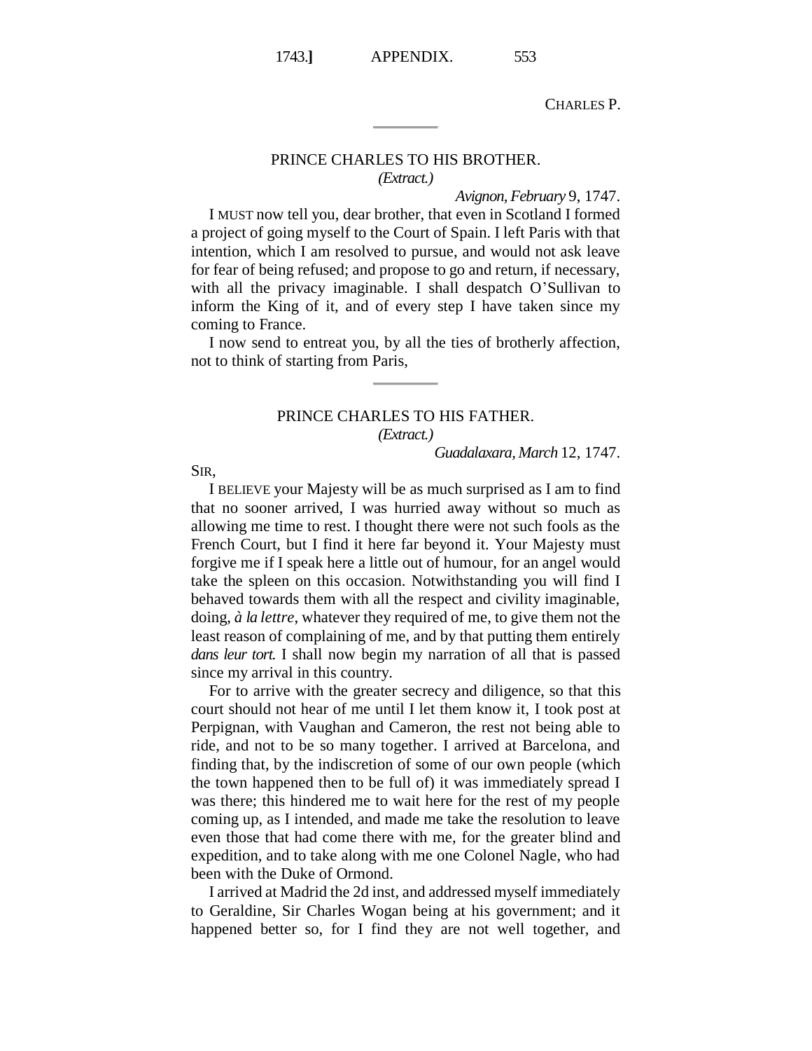CHARLES P.

---

## PRINCE CHARLES TO HIS BROTHER.

*(Extract.)*

*Avignon, February* 9, 1747.

I MUST now tell you, dear brother, that even in Scotland I formed a project of going myself to the Court of Spain. I left Paris with that intention, which I am resolved to pursue, and would not ask leave for fear of being refused; and propose to go and return, if necessary, with all the privacy imaginable. I shall despatch O'Sullivan to inform the King of it, and of every step I have taken since my coming to France.

I now send to entreat you, by all the ties of brotherly affection, not to think of starting from Paris,

---

## PRINCE CHARLES TO HIS FATHER.

*(Extract.)*

*Guadalaxara, March* 12, 1747.

SIR,

I BELIEVE your Majesty will be as much surprised as I am to find that no sooner arrived, I was hurried away without so much as allowing me time to rest. I thought there were not such fools as the French Court, but I find it here far beyond it. Your Majesty must forgive me if I speak here a little out of humour, for an angel would take the spleen on this occasion. Notwithstanding you will find I behaved towards them with all the respect and civility imaginable, doing, *à la lettre*, whatever they required of me, to give them not the least reason of complaining of me, and by that putting them entirely *dans leur tort.* I shall now begin my narration of all that is passed since my arrival in this country.

For to arrive with the greater secrecy and diligence, so that this court should not hear of me until I let them know it, I took post at Perpignan, with Vaughan and Cameron, the rest not being able to ride, and not to be so many together. I arrived at Barcelona, and finding that, by the indiscretion of some of our own people (which the town happened then to be full of) it was immediately spread I was there; this hindered me to wait here for the rest of my people coming up, as I intended, and made me take the resolution to leave even those that had come there with me, for the greater blind and expedition, and to take along with me one Colonel Nagle, who had been with the Duke of Ormond.

I arrived at Madrid the 2d inst, and addressed myself immediately to Geraldine, Sir Charles Wogan being at his government; and it happened better so, for I find they are not well together, and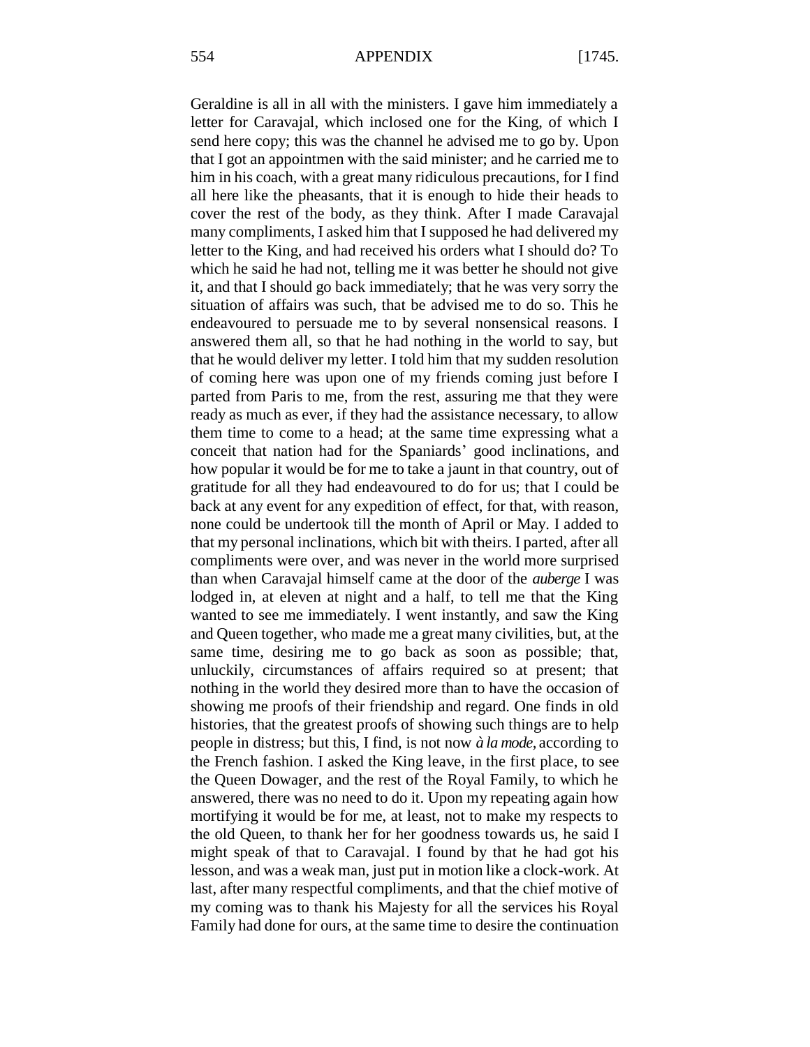Geraldine is all in all with the ministers. I gave him immediately a letter for Caravajal, which inclosed one for the King, of which I send here copy; this was the channel he advised me to go by. Upon that I got an appointmen with the said minister; and he carried me to him in his coach, with a great many ridiculous precautions, for I find all here like the pheasants, that it is enough to hide their heads to cover the rest of the body, as they think. After I made Caravajal many compliments, I asked him that I supposed he had delivered my letter to the King, and had received his orders what I should do? To which he said he had not, telling me it was better he should not give it, and that I should go back immediately; that he was very sorry the situation of affairs was such, that be advised me to do so. This he endeavoured to persuade me to by several nonsensical reasons. I answered them all, so that he had nothing in the world to say, but that he would deliver my letter. I told him that my sudden resolution of coming here was upon one of my friends coming just before I parted from Paris to me, from the rest, assuring me that they were ready as much as ever, if they had the assistance necessary, to allow them time to come to a head; at the same time expressing what a conceit that nation had for the Spaniards' good inclinations, and how popular it would be for me to take a jaunt in that country, out of gratitude for all they had endeavoured to do for us; that I could be back at any event for any expedition of effect, for that, with reason, none could be undertook till the month of April or May. I added to that my personal inclinations, which bit with theirs. I parted, after all compliments were over, and was never in the world more surprised than when Caravajal himself came at the door of the *auberge* I was lodged in, at eleven at night and a half, to tell me that the King wanted to see me immediately. I went instantly, and saw the King and Queen together, who made me a great many civilities, but, at the same time, desiring me to go back as soon as possible; that, unluckily, circumstances of affairs required so at present; that nothing in the world they desired more than to have the occasion of showing me proofs of their friendship and regard. One finds in old histories, that the greatest proofs of showing such things are to help people in distress; but this, I find, is not now *à la mode*, according to the French fashion. I asked the King leave, in the first place, to see the Queen Dowager, and the rest of the Royal Family, to which he answered, there was no need to do it. Upon my repeating again how mortifying it would be for me, at least, not to make my respects to the old Queen, to thank her for her goodness towards us, he said I might speak of that to Caravajal. I found by that he had got his lesson, and was a weak man, just put in motion like a clock-work. At last, after many respectful compliments, and that the chief motive of my coming was to thank his Majesty for all the services his Royal Family had done for ours, at the same time to desire the continuation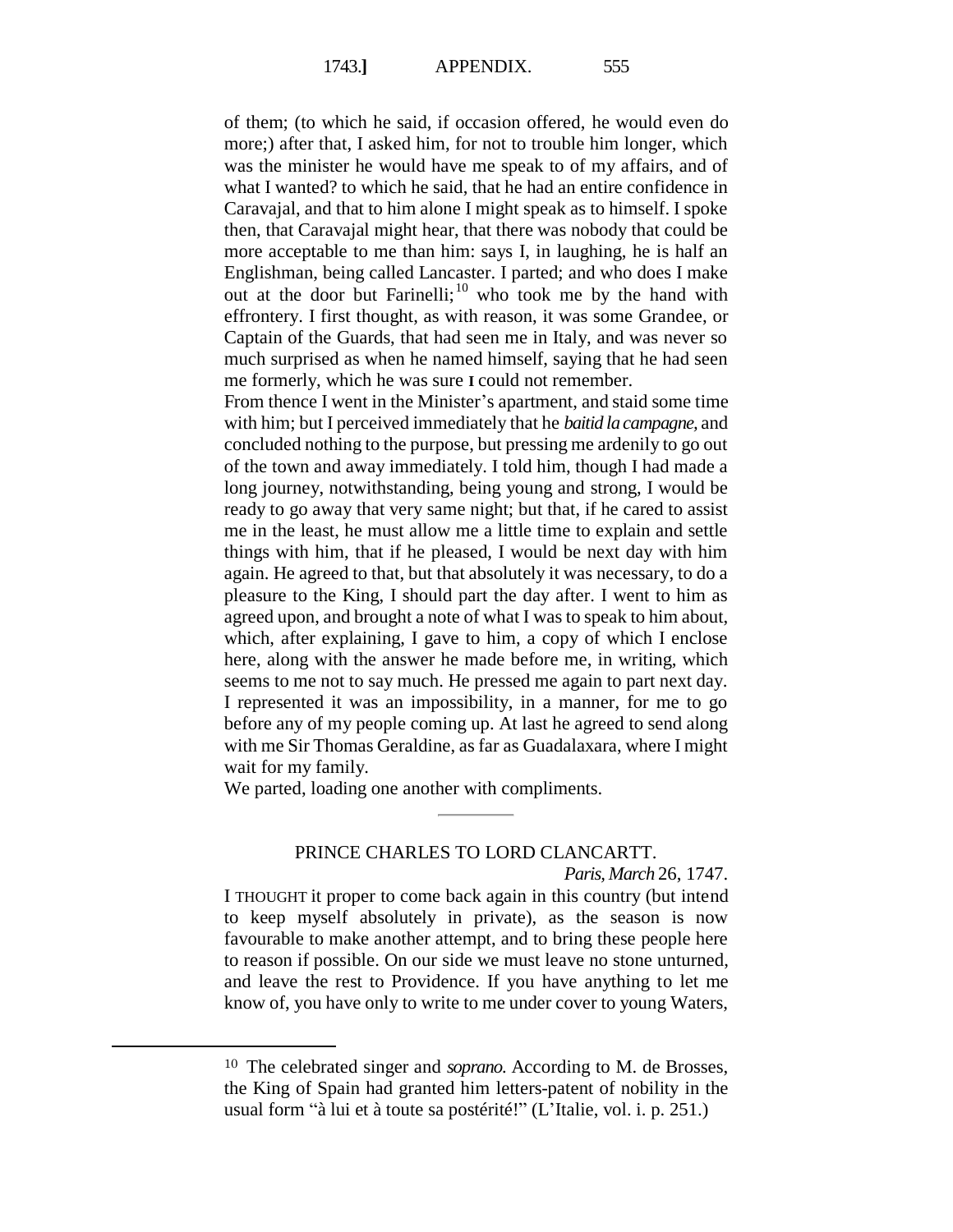of them; (to which he said, if occasion offered, he would even do more;) after that, I asked him, for not to trouble him longer, which was the minister he would have me speak to of my affairs, and of what I wanted? to which he said, that he had an entire confidence in Caravajal, and that to him alone I might speak as to himself. I spoke then, that Caravajal might hear, that there was nobody that could be more acceptable to me than him: says I, in laughing, he is half an Englishman, being called Lancaster. I parted; and who does I make out at the door but Farinelli;[10] who took me by the hand with effrontery. I first thought, as with reason, it was some Grandee, or Captain of the Guards, that had seen me in Italy, and was never so much surprised as when he named himself, saying that he had seen me formerly, which he was sure I could not remember.

From thence I went in the Minister's apartment, and staid some time with him; but I perceived immediately that he *baitid la campagne,* and concluded nothing to the purpose, but pressing me ardenily to go out of the town and away immediately. I told him, though I had made a long journey, notwithstanding, being young and strong, I would be ready to go away that very same night; but that, if he cared to assist me in the least, he must allow me a little time to explain and settle things with him, that if he pleased, I would be next day with him again. He agreed to that, but that absolutely it was necessary, to do a pleasure to the King, I should part the day after. I went to him as agreed upon, and brought a note of what I was to speak to him about, which, after explaining, I gave to him, a copy of which I enclose here, along with the answer he made before me, in writing, which seems to me not to say much. He pressed me again to part next day. I represented it was an impossibility, in a manner, for me to go before any of my people coming up. At last he agreed to send along with me Sir Thomas Geraldine, as far as Guadalaxara, where I might wait for my family.

We parted, loading one another with compliments.

---

## PRINCE CHARLES TO LORD CLANCARTT.

*Paris, March* 26, 1747.

I THOUGHT it proper to come back again in this country (but intend to keep myself absolutely in private), as the season is now favourable to make another attempt, and to bring these people here to reason if possible. On our side we must leave no stone unturned, and leave the rest to Providence. If you have anything to let me know of, you have only to write to me under cover to young Waters,

---

[10] The celebrated singer and *soprano.* According to M. de Brosses, the King of Spain had granted him letters-patent of nobility in the usual form "à lui et à toute sa postérité!" (L'Italie, vol. i. p. 251.)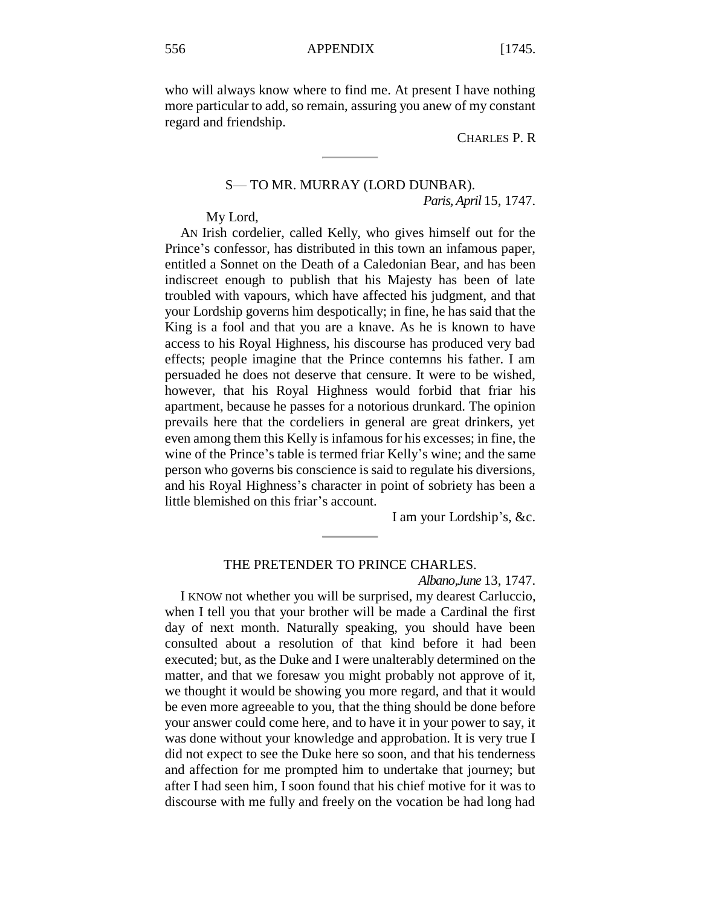who will always know where to find me. At present I have nothing more particular to add, so remain, assuring you anew of my constant regard and friendship.

CHARLES P. R

---

### S— TO MR. MURRAY (LORD DUNBAR).

*Paris, April* 15, 1747.

My Lord,

AN Irish cordelier, called Kelly, who gives himself out for the Prince's confessor, has distributed in this town an infamous paper, entitled a Sonnet on the Death of a Caledonian Bear, and has been indiscreet enough to publish that his Majesty has been of late troubled with vapours, which have affected his judgment, and that your Lordship governs him despotically; in fine, he has said that the King is a fool and that you are a knave. As he is known to have access to his Royal Highness, his discourse has produced very bad effects; people imagine that the Prince contemns his father. I am persuaded he does not deserve that censure. It were to be wished, however, that his Royal Highness would forbid that friar his apartment, because he passes for a notorious drunkard. The opinion prevails here that the cordeliers in general are great drinkers, yet even among them this Kelly is infamous for his excesses; in fine, the wine of the Prince's table is termed friar Kelly's wine; and the same person who governs bis conscience is said to regulate his diversions, and his Royal Highness's character in point of sobriety has been a little blemished on this friar's account.

I am your Lordship's, &c.

---

### THE PRETENDER TO PRINCE CHARLES.

*Albano, June* 13, 1747.

I KNOW not whether you will be surprised, my dearest Carluccio, when I tell you that your brother will be made a Cardinal the first day of next month. Naturally speaking, you should have been consulted about a resolution of that kind before it had been executed; but, as the Duke and I were unalterably determined on the matter, and that we foresaw you might probably not approve of it, we thought it would be showing you more regard, and that it would be even more agreeable to you, that the thing should be done before your answer could come here, and to have it in your power to say, it was done without your knowledge and approbation. It is very true I did not expect to see the Duke here so soon, and that his tenderness and affection for me prompted him to undertake that journey; but after I had seen him, I soon found that his chief motive for it was to discourse with me fully and freely on the vocation be had long had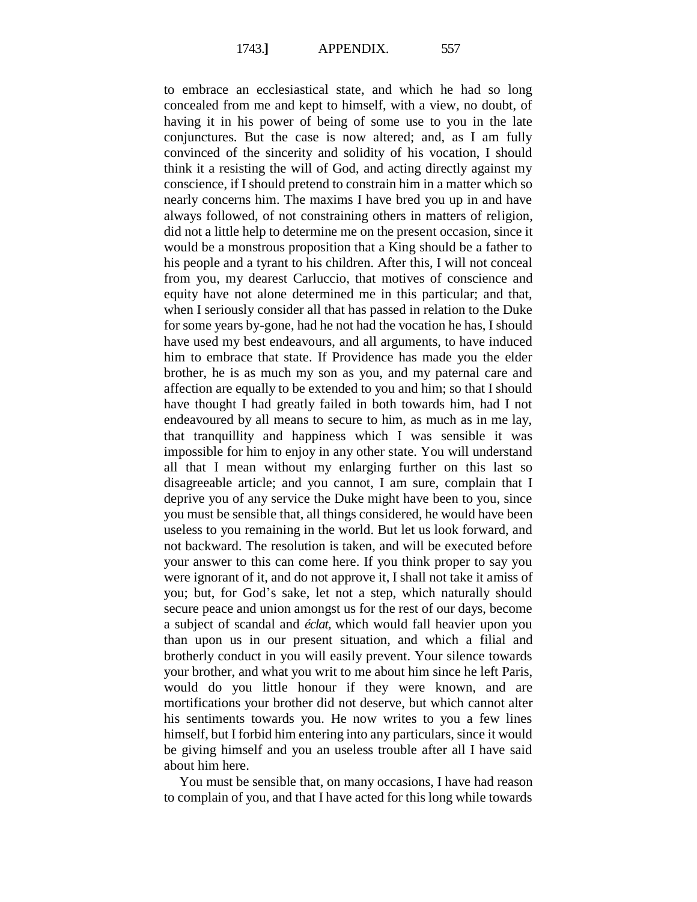to embrace an ecclesiastical state, and which he had so long concealed from me and kept to himself, with a view, no doubt, of having it in his power of being of some use to you in the late conjunctures. But the case is now altered; and, as I am fully convinced of the sincerity and solidity of his vocation, I should think it a resisting the will of God, and acting directly against my conscience, if I should pretend to constrain him in a matter which so nearly concerns him. The maxims I have bred you up in and have always followed, of not constraining others in matters of religion, did not a little help to determine me on the present occasion, since it would be a monstrous proposition that a King should be a father to his people and a tyrant to his children. After this, I will not conceal from you, my dearest Carluccio, that motives of conscience and equity have not alone determined me in this particular; and that, when I seriously consider all that has passed in relation to the Duke for some years by-gone, had he not had the vocation he has, I should have used my best endeavours, and all arguments, to have induced him to embrace that state. If Providence has made you the elder brother, he is as much my son as you, and my paternal care and affection are equally to be extended to you and him; so that I should have thought I had greatly failed in both towards him, had I not endeavoured by all means to secure to him, as much as in me lay, that tranquillity and happiness which I was sensible it was impossible for him to enjoy in any other state. You will understand all that I mean without my enlarging further on this last so disagreeable article; and you cannot, I am sure, complain that I deprive you of any service the Duke might have been to you, since you must be sensible that, all things considered, he would have been useless to you remaining in the world. But let us look forward, and not backward. The resolution is taken, and will be executed before your answer to this can come here. If you think proper to say you were ignorant of it, and do not approve it, I shall not take it amiss of you; but, for God's sake, let not a step, which naturally should secure peace and union amongst us for the rest of our days, become a subject of scandal and *éclat*, which would fall heavier upon you than upon us in our present situation, and which a filial and brotherly conduct in you will easily prevent. Your silence towards your brother, and what you writ to me about him since he left Paris, would do you little honour if they were known, and are mortifications your brother did not deserve, but which cannot alter his sentiments towards you. He now writes to you a few lines himself, but I forbid him entering into any particulars, since it would be giving himself and you an useless trouble after all I have said about him here.

You must be sensible that, on many occasions, I have had reason to complain of you, and that I have acted for this long while towards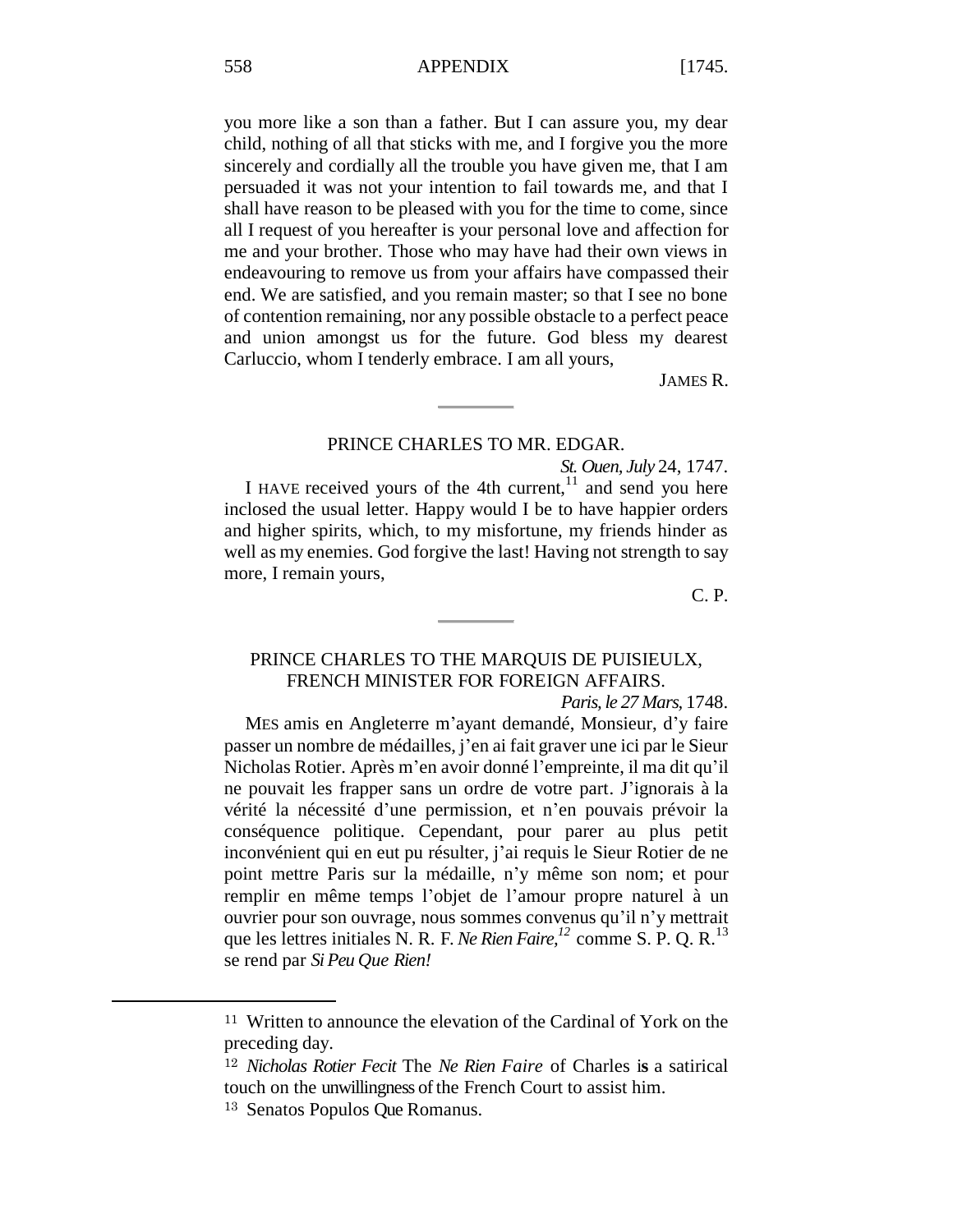you more like a son than a father. But I can assure you, my dear child, nothing of all that sticks with me, and I forgive you the more sincerely and cordially all the trouble you have given me, that I am persuaded it was not your intention to fail towards me, and that I shall have reason to be pleased with you for the time to come, since all I request of you hereafter is your personal love and affection for me and your brother. Those who may have had their own views in endeavouring to remove us from your affairs have compassed their end. We are satisfied, and you remain master; so that I see no bone of contention remaining, nor any possible obstacle to a perfect peace and union amongst us for the future. God bless my dearest Carluccio, whom I tenderly embrace. I am all yours,

JAMES R.

---

## PRINCE CHARLES TO MR. EDGAR.

*St. Ouen, July* 24, 1747.

I HAVE received yours of the 4th current,[11] and send you here inclosed the usual letter. Happy would I be to have happier orders and higher spirits, which, to my misfortune, my friends hinder as well as my enemies. God forgive the last! Having not strength to say more, I remain yours,

C. P.

---

## PRINCE CHARLES TO THE MARQUIS DE PUISIEULX, FRENCH MINISTER FOR FOREIGN AFFAIRS.

*Paris, le 27 Mars,* 1748.

MES amis en Angleterre m'ayant demandé, Monsieur, d'y faire passer un nombre de médailles, j'en ai fait graver une ici par le Sieur Nicholas Rotier. Après m'en avoir donné l'empreinte, il ma dit qu'il ne pouvait les frapper sans un ordre de votre part. J'ignorais à la vérité la nécessité d'une permission, et n'en pouvais prévoir la conséquence politique. Cependant, pour parer au plus petit inconvénient qui en eut pu résulter, j'ai requis le Sieur Rotier de ne point mettre Paris sur la médaille, n'y même son nom; et pour remplir en même temps l'objet de l'amour propre naturel à un ouvrier pour son ouvrage, nous sommes convenus qu'il n'y mettrait que les lettres initiales N. R. F. *Ne Rien Faire,*[12] comme S. P. Q. R.[13] se rend par *Si Peu Que Rien!*

---

[11] Written to announce the elevation of the Cardinal of York on the preceding day.

[12] *Nicholas Rotier Fecit* The *Ne Rien Faire* of Charles is a satirical touch on the unwillingness of the French Court to assist him.

[13] Senatos Populos Que Romanus.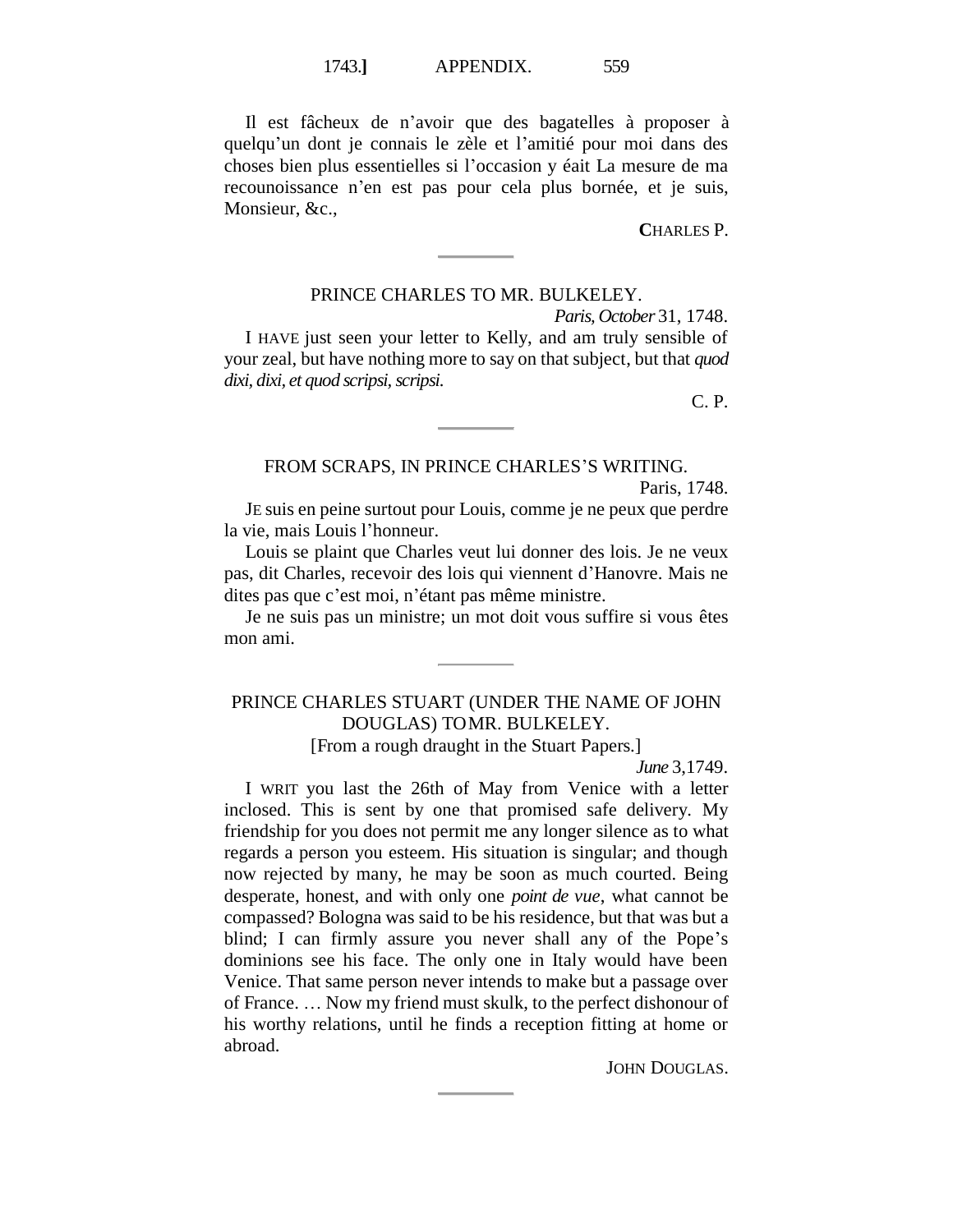Il est fâcheux de n'avoir que des bagatelles à proposer à quelqu'un dont je connais le zèle et l'amitié pour moi dans des choses bien plus essentielles si l'occasion y éait La mesure de ma recounoissance n'en est pas pour cela plus bornée, et je suis, Monsieur, &c.,

CHARLES P.

---

## PRINCE CHARLES TO MR. BULKELEY.

*Paris, October* 31, 1748.

I HAVE just seen your letter to Kelly, and am truly sensible of your zeal, but have nothing more to say on that subject, but that *quod dixi, dixi, et quod scripsi, scripsi.*

C. P.

---

## FROM SCRAPS, IN PRINCE CHARLES'S WRITING.

Paris, 1748.

JE suis en peine surtout pour Louis, comme je ne peux que perdre la vie, mais Louis l'honneur.

Louis se plaint que Charles veut lui donner des lois. Je ne veux pas, dit Charles, recevoir des lois qui viennent d'Hanovre. Mais ne dites pas que c'est moi, n'étant pas même ministre.

Je ne suis pas un ministre; un mot doit vous suffire si vous êtes mon ami.

---

## PRINCE CHARLES STUART (UNDER THE NAME OF JOHN DOUGLAS) TO MR. BULKELEY.

[From a rough draught in the Stuart Papers.]

*June* 3,1749.

I WRIT you last the 26th of May from Venice with a letter inclosed. This is sent by one that promised safe delivery. My friendship for you does not permit me any longer silence as to what regards a person you esteem. His situation is singular; and though now rejected by many, he may be soon as much courted. Being desperate, honest, and with only one *point de vue*, what cannot be compassed? Bologna was said to be his residence, but that was but a blind; I can firmly assure you never shall any of the Pope's dominions see his face. The only one in Italy would have been Venice. That same person never intends to make but a passage over of France. … Now my friend must skulk, to the perfect dishonour of his worthy relations, until he finds a reception fitting at home or abroad.

JOHN DOUGLAS.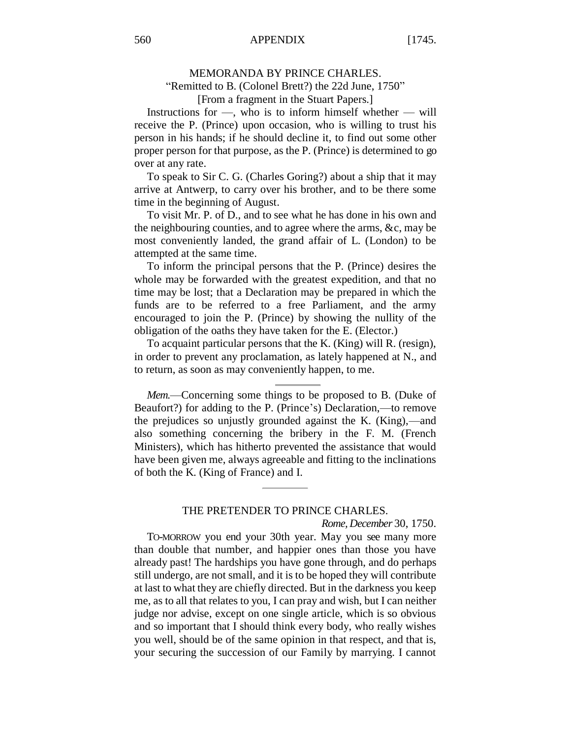## MEMORANDA BY PRINCE CHARLES.

"Remitted to B. (Colonel Brett?) the 22d June, 1750"

[From a fragment in the Stuart Papers.]

Instructions for —, who is to inform himself whether — will receive the P. (Prince) upon occasion, who is willing to trust his person in his hands; if he should decline it, to find out some other proper person for that purpose, as the P. (Prince) is determined to go over at any rate.

To speak to Sir C. G. (Charles Goring?) about a ship that it may arrive at Antwerp, to carry over his brother, and to be there some time in the beginning of August.

To visit Mr. P. of D., and to see what he has done in his own and the neighbouring counties, and to agree where the arms, &c, may be most conveniently landed, the grand affair of L. (London) to be attempted at the same time.

To inform the principal persons that the P. (Prince) desires the whole may be forwarded with the greatest expedition, and that no time may be lost; that a Declaration may be prepared in which the funds are to be referred to a free Parliament, and the army encouraged to join the P. (Prince) by showing the nullity of the obligation of the oaths they have taken for the E. (Elector.)

To acquaint particular persons that the K. (King) will R. (resign), in order to prevent any proclamation, as lately happened at N., and to return, as soon as may conveniently happen, to me.

---

*Mem.*—Concerning some things to be proposed to B. (Duke of Beaufort?) for adding to the P. (Prince's) Declaration,—to remove the prejudices so unjustly grounded against the K. (King),—and also something concerning the bribery in the F. M. (French Ministers), which has hitherto prevented the assistance that would have been given me, always agreeable and fitting to the inclinations of both the K. (King of France) and I.

---

## THE PRETENDER TO PRINCE CHARLES.

*Rome, December* 30, 1750.

TO-MORROW you end your 30th year. May you see many more than double that number, and happier ones than those you have already past! The hardships you have gone through, and do perhaps still undergo, are not small, and it is to be hoped they will contribute at last to what they are chiefly directed. But in the darkness you keep me, as to all that relates to you, I can pray and wish, but I can neither judge nor advise, except on one single article, which is so obvious and so important that I should think every body, who really wishes you well, should be of the same opinion in that respect, and that is, your securing the succession of our Family by marrying. I cannot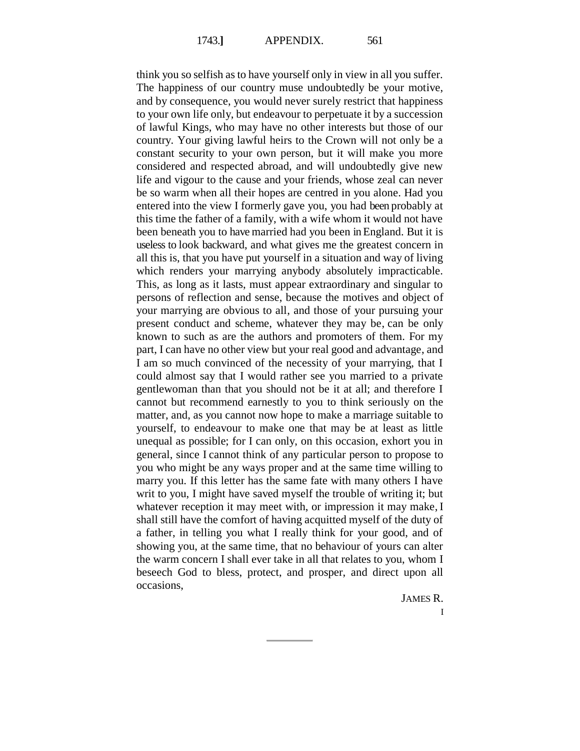think you so selfish as to have yourself only in view in all you suffer. The happiness of our country muse undoubtedly be your motive, and by consequence, you would never surely restrict that happiness to your own life only, but endeavour to perpetuate it by a succession of lawful Kings, who may have no other interests but those of our country. Your giving lawful heirs to the Crown will not only be a constant security to your own person, but it will make you more considered and respected abroad, and will undoubtedly give new life and vigour to the cause and your friends, whose zeal can never be so warm when all their hopes are centred in you alone. Had you entered into the view I formerly gave you, you had been probably at this time the father of a family, with a wife whom it would not have been beneath you to have married had you been in England. But it is useless to look backward, and what gives me the greatest concern in all this is, that you have put yourself in a situation and way of living which renders your marrying anybody absolutely impracticable. This, as long as it lasts, must appear extraordinary and singular to persons of reflection and sense, because the motives and object of your marrying are obvious to all, and those of your pursuing your present conduct and scheme, whatever they may be, can be only known to such as are the authors and promoters of them. For my part, I can have no other view but your real good and advantage, and I am so much convinced of the necessity of your marrying, that I could almost say that I would rather see you married to a private gentlewoman than that you should not be it at all; and therefore I cannot but recommend earnestly to you to think seriously on the matter, and, as you cannot now hope to make a marriage suitable to yourself, to endeavour to make one that may be at least as little unequal as possible; for I can only, on this occasion, exhort you in general, since I cannot think of any particular person to propose to you who might be any ways proper and at the same time willing to marry you. If this letter has the same fate with many others I have writ to you, I might have saved myself the trouble of writing it; but whatever reception it may meet with, or impression it may make, I shall still have the comfort of having acquitted myself of the duty of a father, in telling you what I really think for your good, and of showing you, at the same time, that no behaviour of yours can alter the warm concern I shall ever take in all that relates to you, whom I beseech God to bless, protect, and prosper, and direct upon all occasions,

JAMES R.

I

---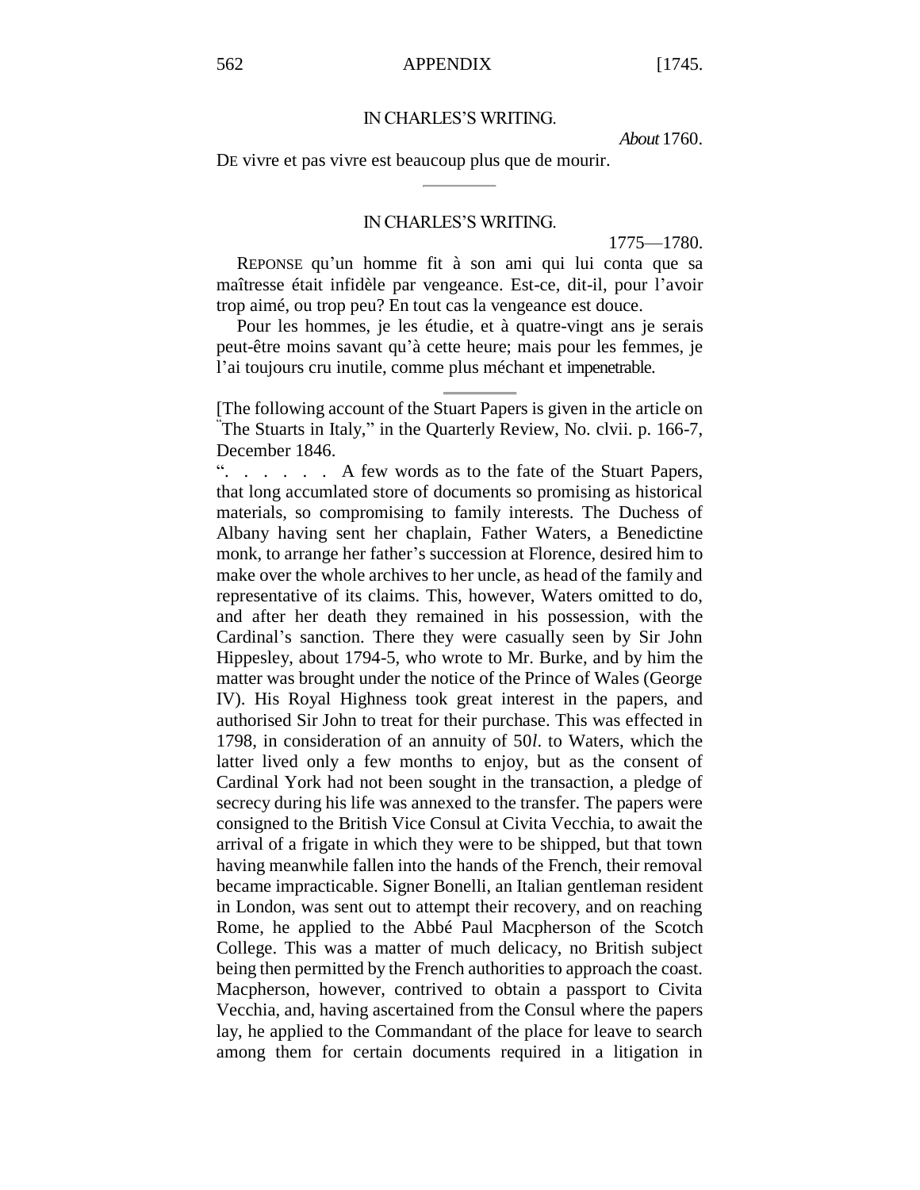IN CHARLES'S WRITING.

*About* 1760.

DE vivre et pas vivre est beaucoup plus que de mourir.

---

IN CHARLES'S WRITING.

1775—1780.

REPONSE qu'un homme fit à son ami qui lui conta que sa maîtresse était infidèle par vengeance. Est-ce, dit-il, pour l'avoir trop aimé, ou trop peu? En tout cas la vengeance est douce.

Pour les hommes, je les étudie, et à quatre-vingt ans je serais peut-être moins savant qu'à cette heure; mais pour les femmes, je l'ai toujours cru inutile, comme plus méchant et impenetrable.

---

[The following account of the Stuart Papers is given in the article on "The Stuarts in Italy," in the Quarterly Review, No. clvii. p. 166-7, December 1846.

". . . . . . A few words as to the fate of the Stuart Papers, that long accumlated store of documents so promising as historical materials, so compromising to family interests. The Duchess of Albany having sent her chaplain, Father Waters, a Benedictine monk, to arrange her father's succession at Florence, desired him to make over the whole archives to her uncle, as head of the family and representative of its claims. This, however, Waters omitted to do, and after her death they remained in his possession, with the Cardinal's sanction. There they were casually seen by Sir John Hippesley, about 1794-5, who wrote to Mr. Burke, and by him the matter was brought under the notice of the Prince of Wales (George IV). His Royal Highness took great interest in the papers, and authorised Sir John to treat for their purchase. This was effected in 1798, in consideration of an annuity of 50*l*. to Waters, which the latter lived only a few months to enjoy, but as the consent of Cardinal York had not been sought in the transaction, a pledge of secrecy during his life was annexed to the transfer. The papers were consigned to the British Vice Consul at Civita Vecchia, to await the arrival of a frigate in which they were to be shipped, but that town having meanwhile fallen into the hands of the French, their removal became impracticable. Signer Bonelli, an Italian gentleman resident in London, was sent out to attempt their recovery, and on reaching Rome, he applied to the Abbé Paul Macpherson of the Scotch College. This was a matter of much delicacy, no British subject being then permitted by the French authorities to approach the coast. Macpherson, however, contrived to obtain a passport to Civita Vecchia, and, having ascertained from the Consul where the papers lay, he applied to the Commandant of the place for leave to search among them for certain documents required in a litigation in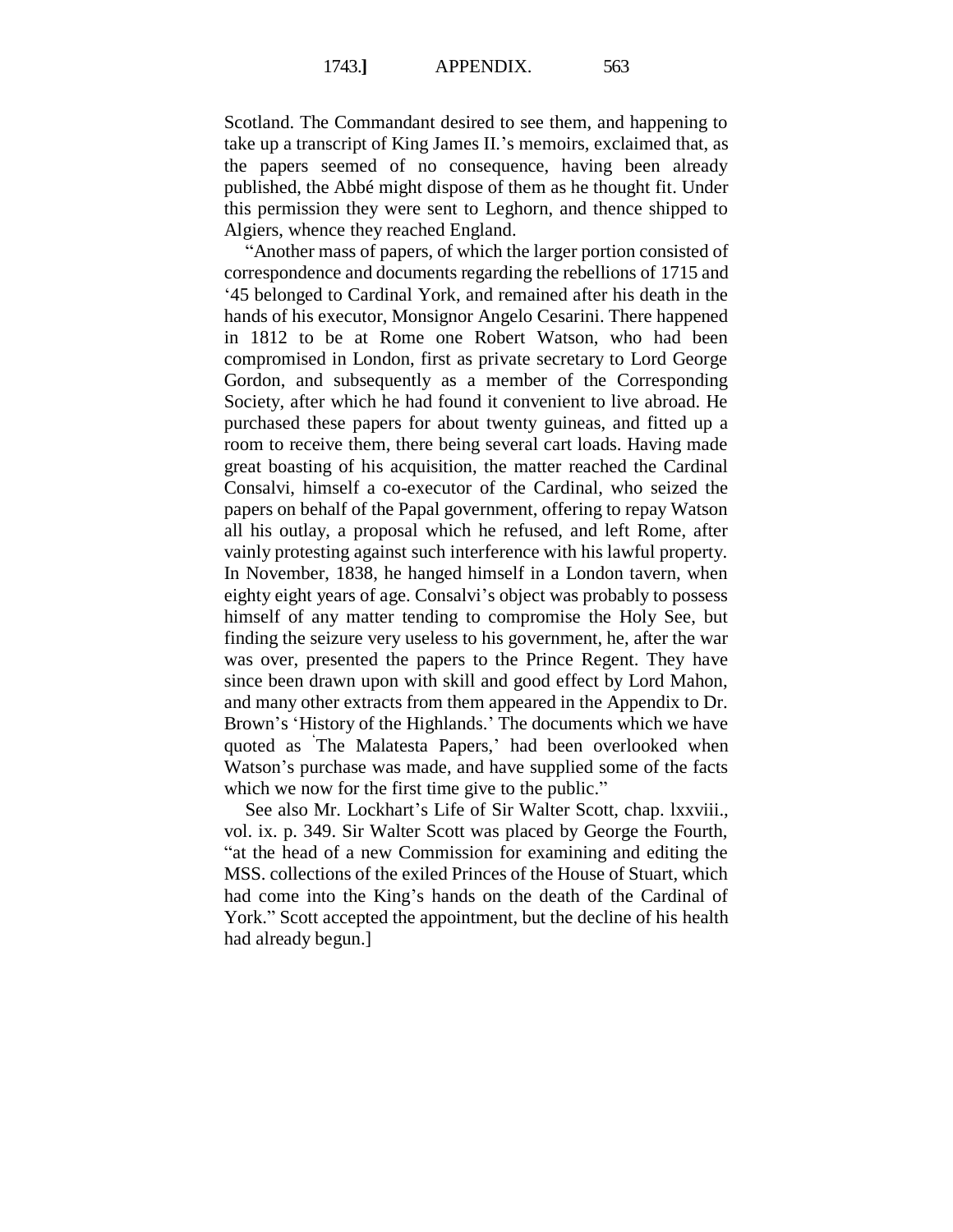Scotland. The Commandant desired to see them, and happening to take up a transcript of King James II.'s memoirs, exclaimed that, as the papers seemed of no consequence, having been already published, the Abbé might dispose of them as he thought fit. Under this permission they were sent to Leghorn, and thence shipped to Algiers, whence they reached England.

"Another mass of papers, of which the larger portion consisted of correspondence and documents regarding the rebellions of 1715 and '45 belonged to Cardinal York, and remained after his death in the hands of his executor, Monsignor Angelo Cesarini. There happened in 1812 to be at Rome one Robert Watson, who had been compromised in London, first as private secretary to Lord George Gordon, and subsequently as a member of the Corresponding Society, after which he had found it convenient to live abroad. He purchased these papers for about twenty guineas, and fitted up a room to receive them, there being several cart loads. Having made great boasting of his acquisition, the matter reached the Cardinal Consalvi, himself a co-executor of the Cardinal, who seized the papers on behalf of the Papal government, offering to repay Watson all his outlay, a proposal which he refused, and left Rome, after vainly protesting against such interference with his lawful property. In November, 1838, he hanged himself in a London tavern, when eighty eight years of age. Consalvi's object was probably to possess himself of any matter tending to compromise the Holy See, but finding the seizure very useless to his government, he, after the war was over, presented the papers to the Prince Regent. They have since been drawn upon with skill and good effect by Lord Mahon, and many other extracts from them appeared in the Appendix to Dr. Brown's 'History of the Highlands.' The documents which we have quoted as 'The Malatesta Papers,' had been overlooked when Watson's purchase was made, and have supplied some of the facts which we now for the first time give to the public."

See also Mr. Lockhart's Life of Sir Walter Scott, chap. lxxviii., vol. ix. p. 349. Sir Walter Scott was placed by George the Fourth, "at the head of a new Commission for examining and editing the MSS. collections of the exiled Princes of the House of Stuart, which had come into the King's hands on the death of the Cardinal of York." Scott accepted the appointment, but the decline of his health had already begun.]